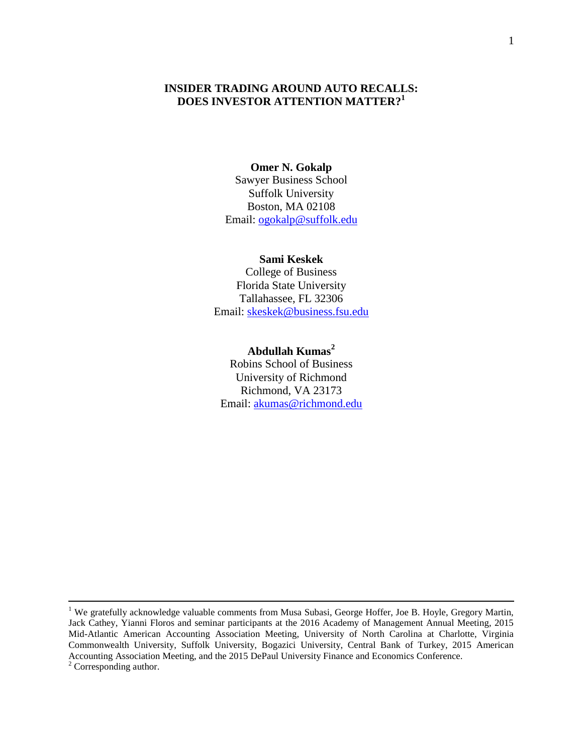# INSIDER TRADING AROUND AUTO RECALLS: DOES INVESTOR ATTENTION MATTER?[1]

**Omer N. Gokalp**
Sawyer Business School
Suffolk University
Boston, MA 02108
Email: ogokalp@suffolk.edu

**Sami Keskek**
College of Business
Florida State University
Tallahassee, FL 32306
Email: skeskek@business.fsu.edu

**Abdullah Kumas[2]**
Robins School of Business
University of Richmond
Richmond, VA 23173
Email: akumas@richmond.edu

---

[1] We gratefully acknowledge valuable comments from Musa Subasi, George Hoffer, Joe B. Hoyle, Gregory Martin, Jack Cathey, Yianni Floros and seminar participants at the 2016 Academy of Management Annual Meeting, 2015 Mid-Atlantic American Accounting Association Meeting, University of North Carolina at Charlotte, Virginia Commonwealth University, Suffolk University, Bogazici University, Central Bank of Turkey, 2015 American Accounting Association Meeting, and the 2015 DePaul University Finance and Economics Conference.

[2] Corresponding author.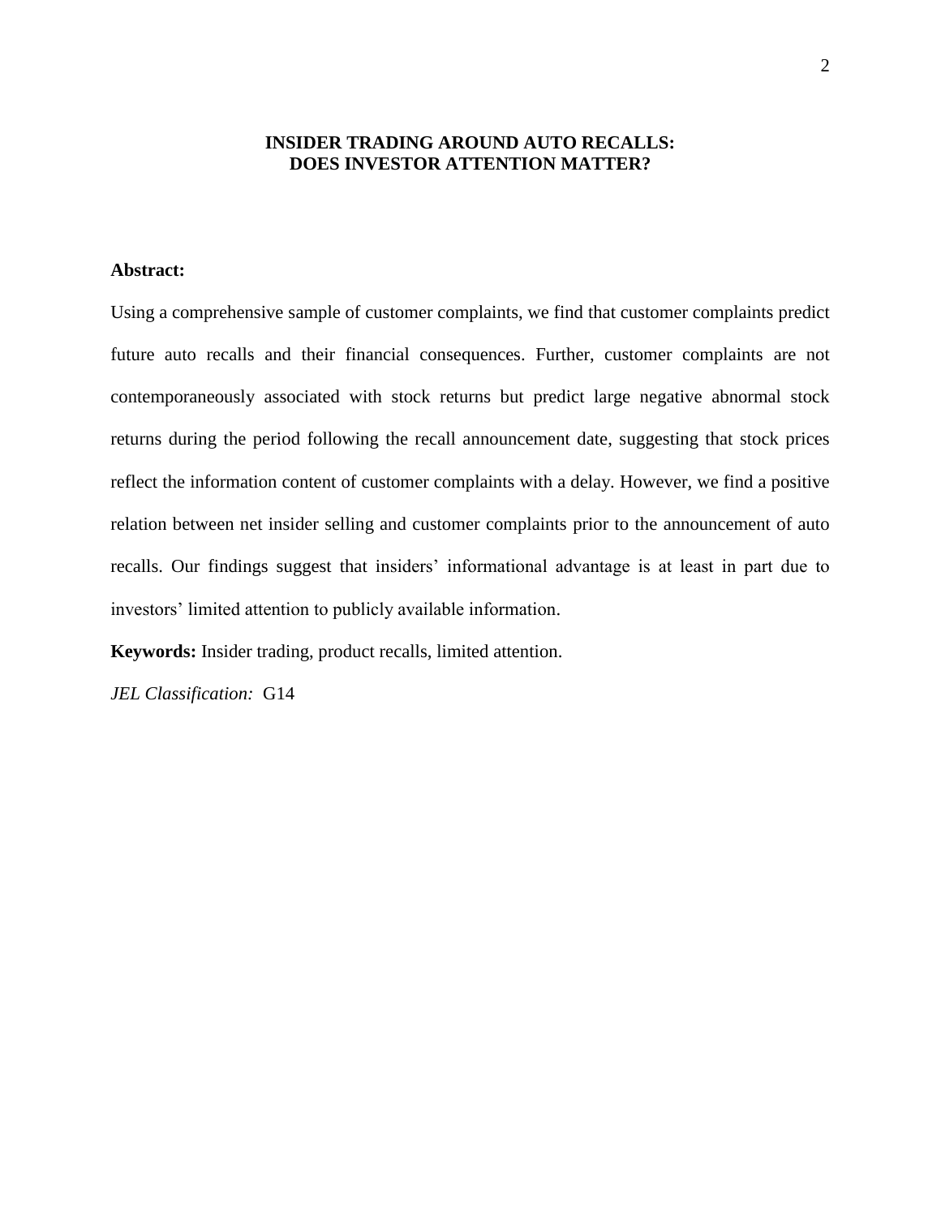# INSIDER TRADING AROUND AUTO RECALLS: DOES INVESTOR ATTENTION MATTER?

**Abstract:**

Using a comprehensive sample of customer complaints, we find that customer complaints predict future auto recalls and their financial consequences. Further, customer complaints are not contemporaneously associated with stock returns but predict large negative abnormal stock returns during the period following the recall announcement date, suggesting that stock prices reflect the information content of customer complaints with a delay. However, we find a positive relation between net insider selling and customer complaints prior to the announcement of auto recalls. Our findings suggest that insiders' informational advantage is at least in part due to investors' limited attention to publicly available information.

**Keywords:** Insider trading, product recalls, limited attention.

*JEL Classification:* G14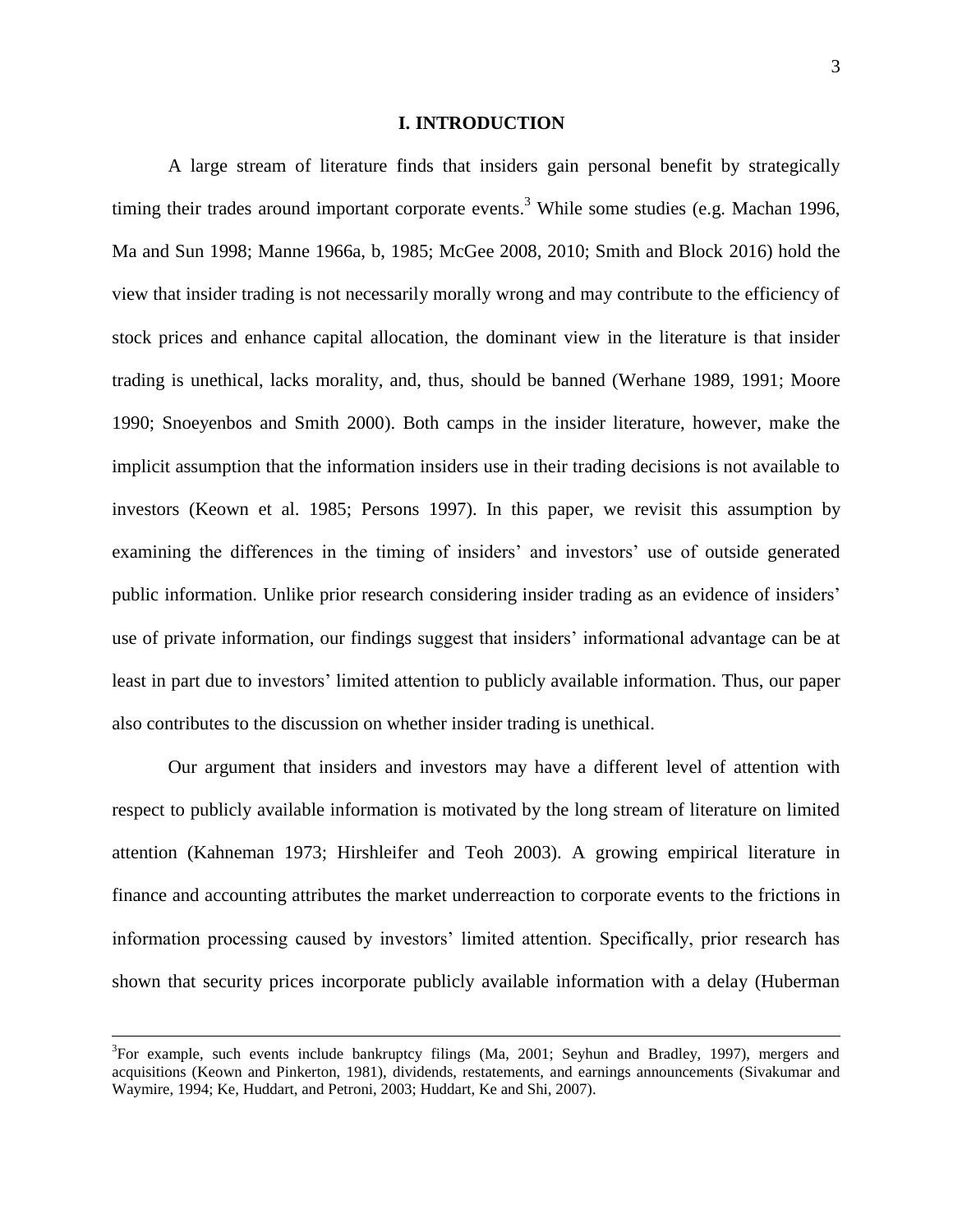# I. INTRODUCTION

A large stream of literature finds that insiders gain personal benefit by strategically timing their trades around important corporate events.[3] While some studies (e.g. Machan 1996, Ma and Sun 1998; Manne 1966a, b, 1985; McGee 2008, 2010; Smith and Block 2016) hold the view that insider trading is not necessarily morally wrong and may contribute to the efficiency of stock prices and enhance capital allocation, the dominant view in the literature is that insider trading is unethical, lacks morality, and, thus, should be banned (Werhane 1989, 1991; Moore 1990; Snoeyenbos and Smith 2000). Both camps in the insider literature, however, make the implicit assumption that the information insiders use in their trading decisions is not available to investors (Keown et al. 1985; Persons 1997). In this paper, we revisit this assumption by examining the differences in the timing of insiders' and investors' use of outside generated public information. Unlike prior research considering insider trading as an evidence of insiders' use of private information, our findings suggest that insiders' informational advantage can be at least in part due to investors' limited attention to publicly available information. Thus, our paper also contributes to the discussion on whether insider trading is unethical.

Our argument that insiders and investors may have a different level of attention with respect to publicly available information is motivated by the long stream of literature on limited attention (Kahneman 1973; Hirshleifer and Teoh 2003). A growing empirical literature in finance and accounting attributes the market underreaction to corporate events to the frictions in information processing caused by investors' limited attention. Specifically, prior research has shown that security prices incorporate publicly available information with a delay (Huberman

---

[3]For example, such events include bankruptcy filings (Ma, 2001; Seyhun and Bradley, 1997), mergers and acquisitions (Keown and Pinkerton, 1981), dividends, restatements, and earnings announcements (Sivakumar and Waymire, 1994; Ke, Huddart, and Petroni, 2003; Huddart, Ke and Shi, 2007).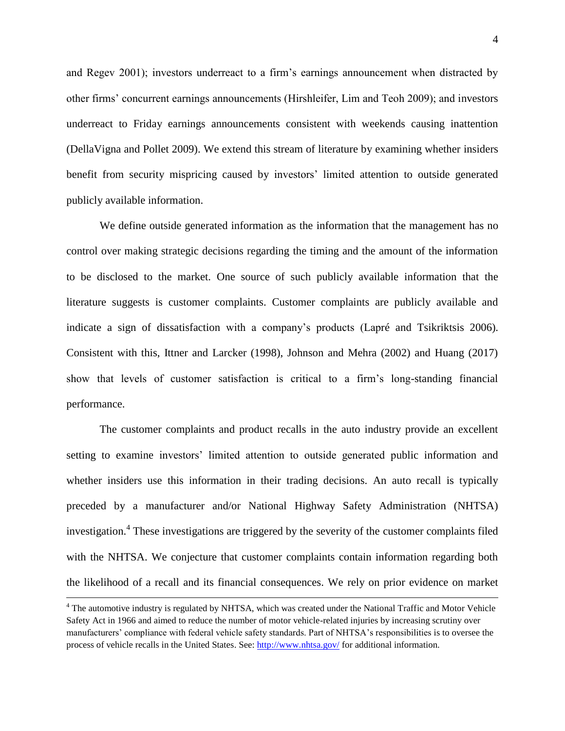and Regev 2001); investors underreact to a firm's earnings announcement when distracted by other firms' concurrent earnings announcements (Hirshleifer, Lim and Teoh 2009); and investors underreact to Friday earnings announcements consistent with weekends causing inattention (DellaVigna and Pollet 2009). We extend this stream of literature by examining whether insiders benefit from security mispricing caused by investors' limited attention to outside generated publicly available information.

We define outside generated information as the information that the management has no control over making strategic decisions regarding the timing and the amount of the information to be disclosed to the market. One source of such publicly available information that the literature suggests is customer complaints. Customer complaints are publicly available and indicate a sign of dissatisfaction with a company's products (Lapré and Tsikriktsis 2006). Consistent with this, Ittner and Larcker (1998), Johnson and Mehra (2002) and Huang (2017) show that levels of customer satisfaction is critical to a firm's long-standing financial performance.

The customer complaints and product recalls in the auto industry provide an excellent setting to examine investors' limited attention to outside generated public information and whether insiders use this information in their trading decisions. An auto recall is typically preceded by a manufacturer and/or National Highway Safety Administration (NHTSA) investigation.[4] These investigations are triggered by the severity of the customer complaints filed with the NHTSA. We conjecture that customer complaints contain information regarding both the likelihood of a recall and its financial consequences. We rely on prior evidence on market

[4] The automotive industry is regulated by NHTSA, which was created under the National Traffic and Motor Vehicle Safety Act in 1966 and aimed to reduce the number of motor vehicle-related injuries by increasing scrutiny over manufacturers' compliance with federal vehicle safety standards. Part of NHTSA's responsibilities is to oversee the process of vehicle recalls in the United States. See: http://www.nhtsa.gov/ for additional information.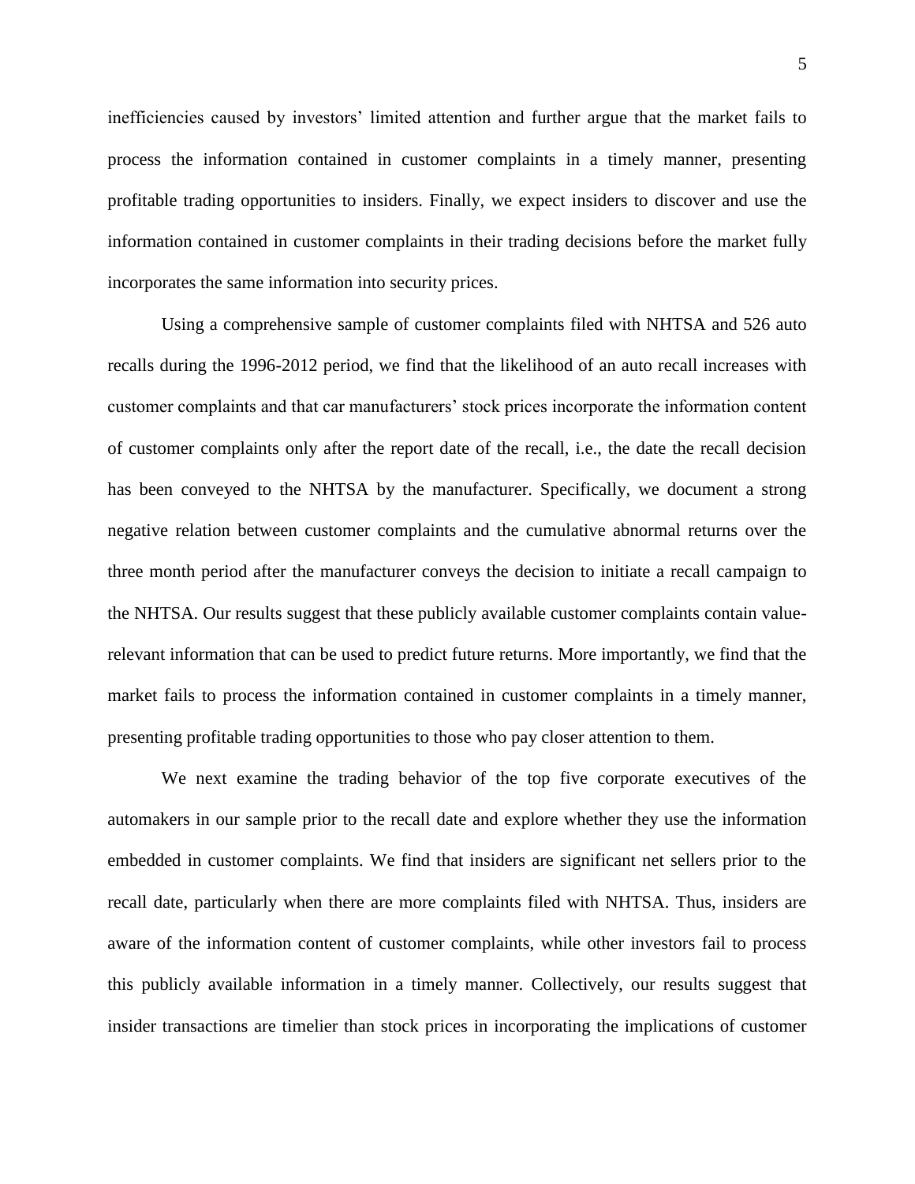inefficiencies caused by investors' limited attention and further argue that the market fails to process the information contained in customer complaints in a timely manner, presenting profitable trading opportunities to insiders. Finally, we expect insiders to discover and use the information contained in customer complaints in their trading decisions before the market fully incorporates the same information into security prices.

Using a comprehensive sample of customer complaints filed with NHTSA and 526 auto recalls during the 1996-2012 period, we find that the likelihood of an auto recall increases with customer complaints and that car manufacturers' stock prices incorporate the information content of customer complaints only after the report date of the recall, i.e., the date the recall decision has been conveyed to the NHTSA by the manufacturer. Specifically, we document a strong negative relation between customer complaints and the cumulative abnormal returns over the three month period after the manufacturer conveys the decision to initiate a recall campaign to the NHTSA. Our results suggest that these publicly available customer complaints contain value-relevant information that can be used to predict future returns. More importantly, we find that the market fails to process the information contained in customer complaints in a timely manner, presenting profitable trading opportunities to those who pay closer attention to them.

We next examine the trading behavior of the top five corporate executives of the automakers in our sample prior to the recall date and explore whether they use the information embedded in customer complaints. We find that insiders are significant net sellers prior to the recall date, particularly when there are more complaints filed with NHTSA. Thus, insiders are aware of the information content of customer complaints, while other investors fail to process this publicly available information in a timely manner. Collectively, our results suggest that insider transactions are timelier than stock prices in incorporating the implications of customer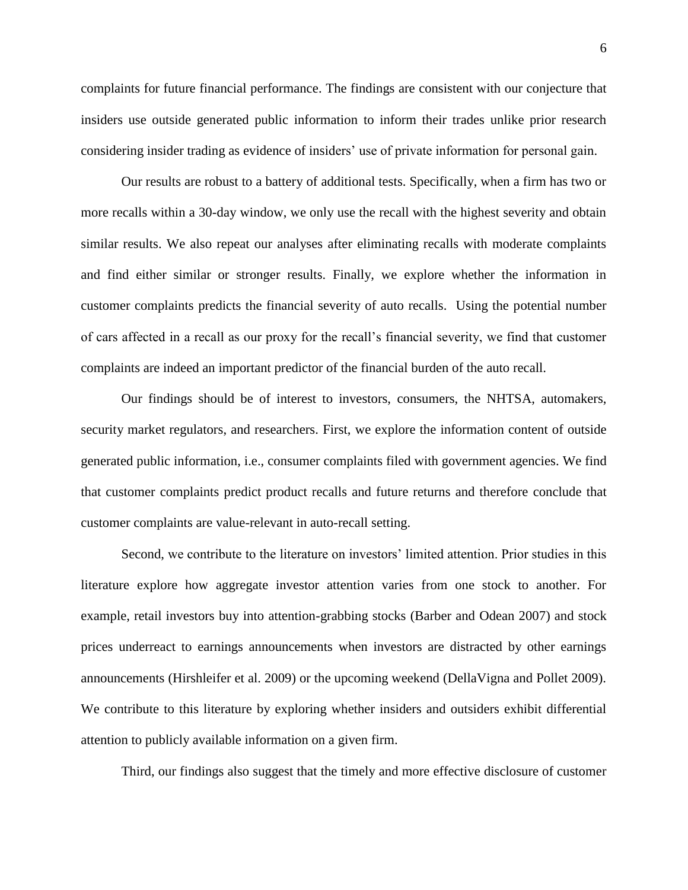complaints for future financial performance. The findings are consistent with our conjecture that insiders use outside generated public information to inform their trades unlike prior research considering insider trading as evidence of insiders' use of private information for personal gain.

Our results are robust to a battery of additional tests. Specifically, when a firm has two or more recalls within a 30-day window, we only use the recall with the highest severity and obtain similar results. We also repeat our analyses after eliminating recalls with moderate complaints and find either similar or stronger results. Finally, we explore whether the information in customer complaints predicts the financial severity of auto recalls. Using the potential number of cars affected in a recall as our proxy for the recall's financial severity, we find that customer complaints are indeed an important predictor of the financial burden of the auto recall.

Our findings should be of interest to investors, consumers, the NHTSA, automakers, security market regulators, and researchers. First, we explore the information content of outside generated public information, i.e., consumer complaints filed with government agencies. We find that customer complaints predict product recalls and future returns and therefore conclude that customer complaints are value-relevant in auto-recall setting.

Second, we contribute to the literature on investors' limited attention. Prior studies in this literature explore how aggregate investor attention varies from one stock to another. For example, retail investors buy into attention-grabbing stocks (Barber and Odean 2007) and stock prices underreact to earnings announcements when investors are distracted by other earnings announcements (Hirshleifer et al. 2009) or the upcoming weekend (DellaVigna and Pollet 2009). We contribute to this literature by exploring whether insiders and outsiders exhibit differential attention to publicly available information on a given firm.

Third, our findings also suggest that the timely and more effective disclosure of customer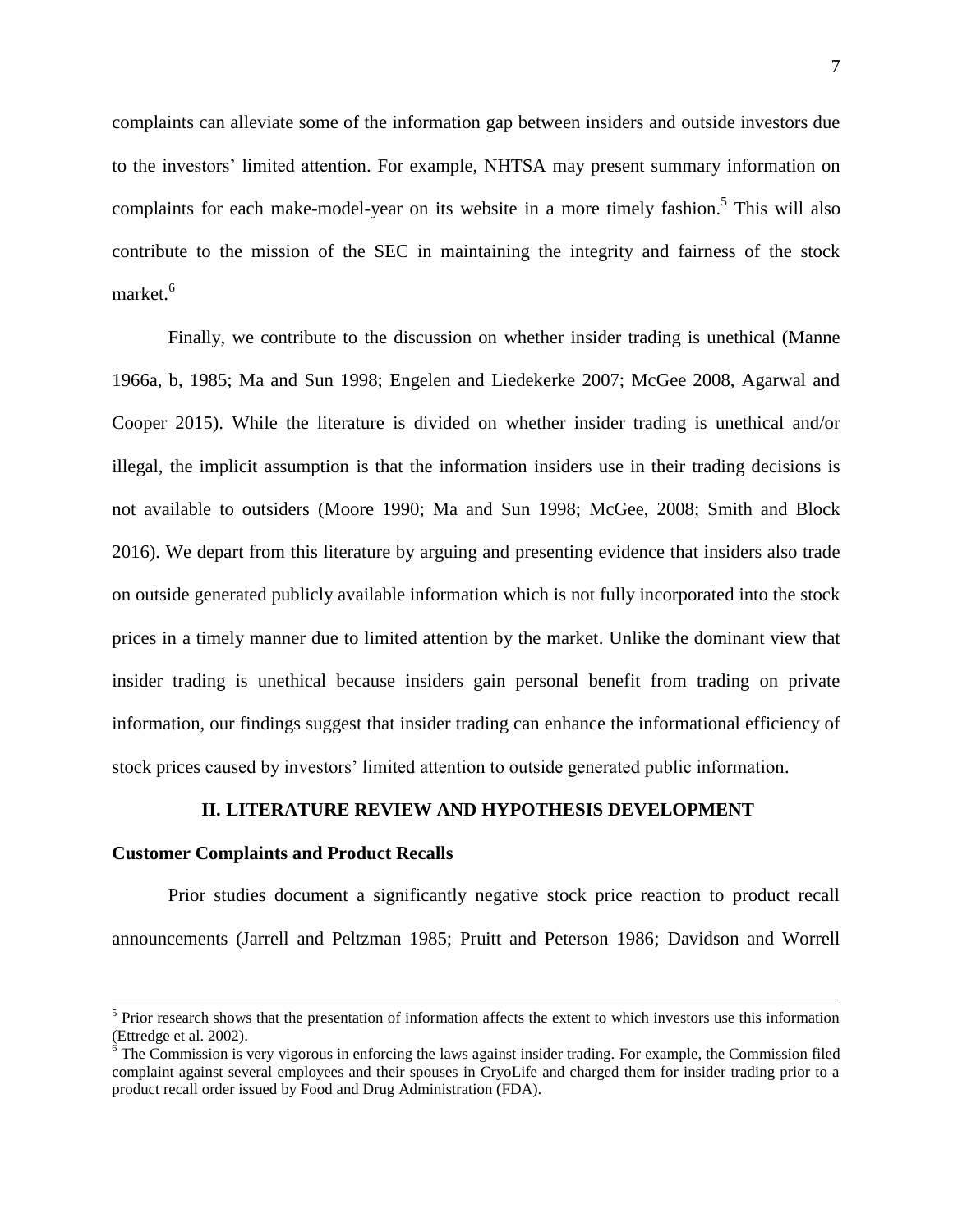complaints can alleviate some of the information gap between insiders and outside investors due to the investors' limited attention. For example, NHTSA may present summary information on complaints for each make-model-year on its website in a more timely fashion.[5] This will also contribute to the mission of the SEC in maintaining the integrity and fairness of the stock market.[6]

Finally, we contribute to the discussion on whether insider trading is unethical (Manne 1966a, b, 1985; Ma and Sun 1998; Engelen and Liedekerke 2007; McGee 2008, Agarwal and Cooper 2015). While the literature is divided on whether insider trading is unethical and/or illegal, the implicit assumption is that the information insiders use in their trading decisions is not available to outsiders (Moore 1990; Ma and Sun 1998; McGee, 2008; Smith and Block 2016). We depart from this literature by arguing and presenting evidence that insiders also trade on outside generated publicly available information which is not fully incorporated into the stock prices in a timely manner due to limited attention by the market. Unlike the dominant view that insider trading is unethical because insiders gain personal benefit from trading on private information, our findings suggest that insider trading can enhance the informational efficiency of stock prices caused by investors' limited attention to outside generated public information.

## II. LITERATURE REVIEW AND HYPOTHESIS DEVELOPMENT

### Customer Complaints and Product Recalls

Prior studies document a significantly negative stock price reaction to product recall announcements (Jarrell and Peltzman 1985; Pruitt and Peterson 1986; Davidson and Worrell

---

[5] Prior research shows that the presentation of information affects the extent to which investors use this information (Ettredge et al. 2002).

[6] The Commission is very vigorous in enforcing the laws against insider trading. For example, the Commission filed complaint against several employees and their spouses in CryoLife and charged them for insider trading prior to a product recall order issued by Food and Drug Administration (FDA).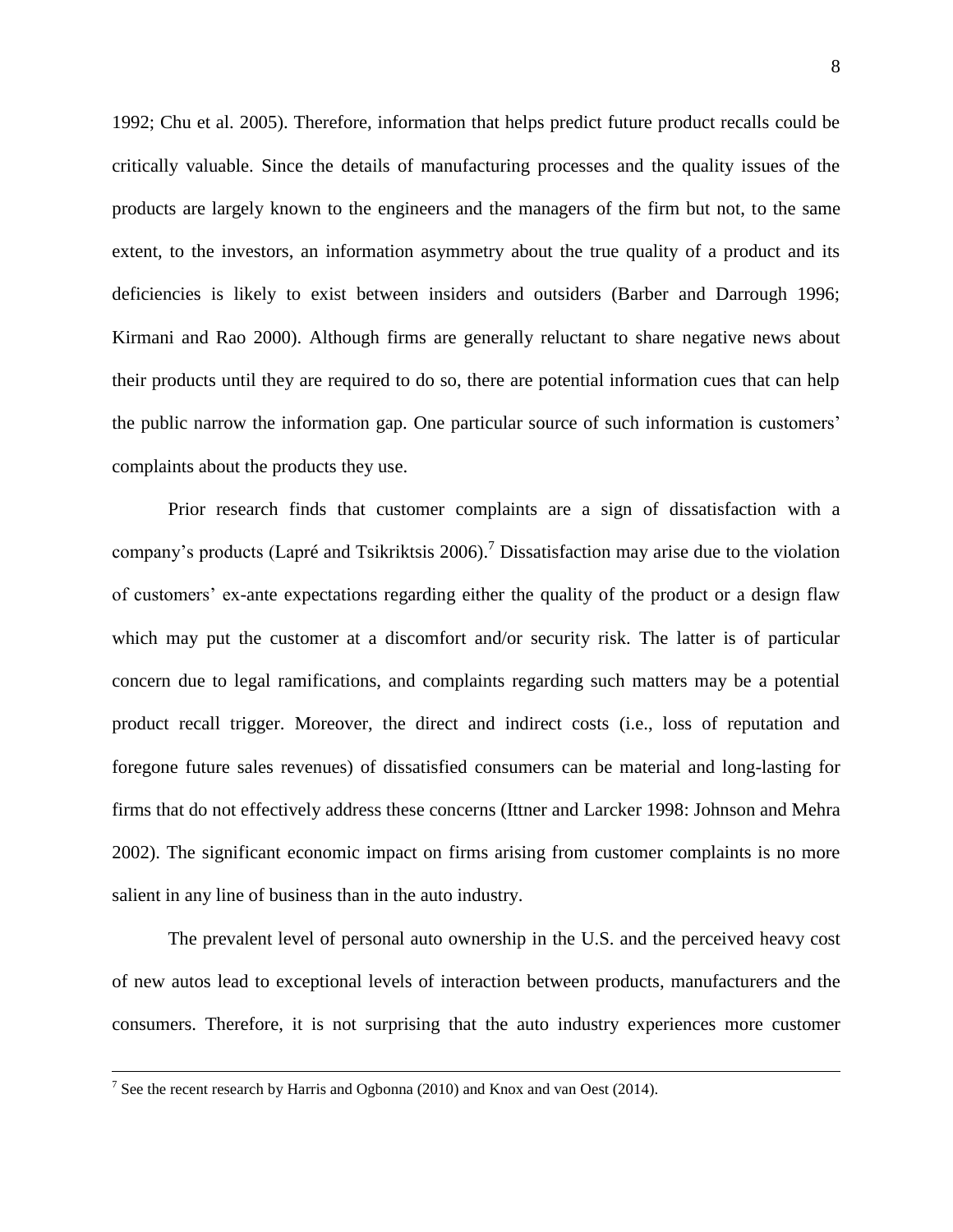1992; Chu et al. 2005). Therefore, information that helps predict future product recalls could be critically valuable. Since the details of manufacturing processes and the quality issues of the products are largely known to the engineers and the managers of the firm but not, to the same extent, to the investors, an information asymmetry about the true quality of a product and its deficiencies is likely to exist between insiders and outsiders (Barber and Darrough 1996; Kirmani and Rao 2000). Although firms are generally reluctant to share negative news about their products until they are required to do so, there are potential information cues that can help the public narrow the information gap. One particular source of such information is customers' complaints about the products they use.

Prior research finds that customer complaints are a sign of dissatisfaction with a company's products (Lapré and Tsikriktsis 2006).[7] Dissatisfaction may arise due to the violation of customers' ex-ante expectations regarding either the quality of the product or a design flaw which may put the customer at a discomfort and/or security risk. The latter is of particular concern due to legal ramifications, and complaints regarding such matters may be a potential product recall trigger. Moreover, the direct and indirect costs (i.e., loss of reputation and foregone future sales revenues) of dissatisfied consumers can be material and long-lasting for firms that do not effectively address these concerns (Ittner and Larcker 1998: Johnson and Mehra 2002). The significant economic impact on firms arising from customer complaints is no more salient in any line of business than in the auto industry.

The prevalent level of personal auto ownership in the U.S. and the perceived heavy cost of new autos lead to exceptional levels of interaction between products, manufacturers and the consumers. Therefore, it is not surprising that the auto industry experiences more customer

---

[7] See the recent research by Harris and Ogbonna (2010) and Knox and van Oest (2014).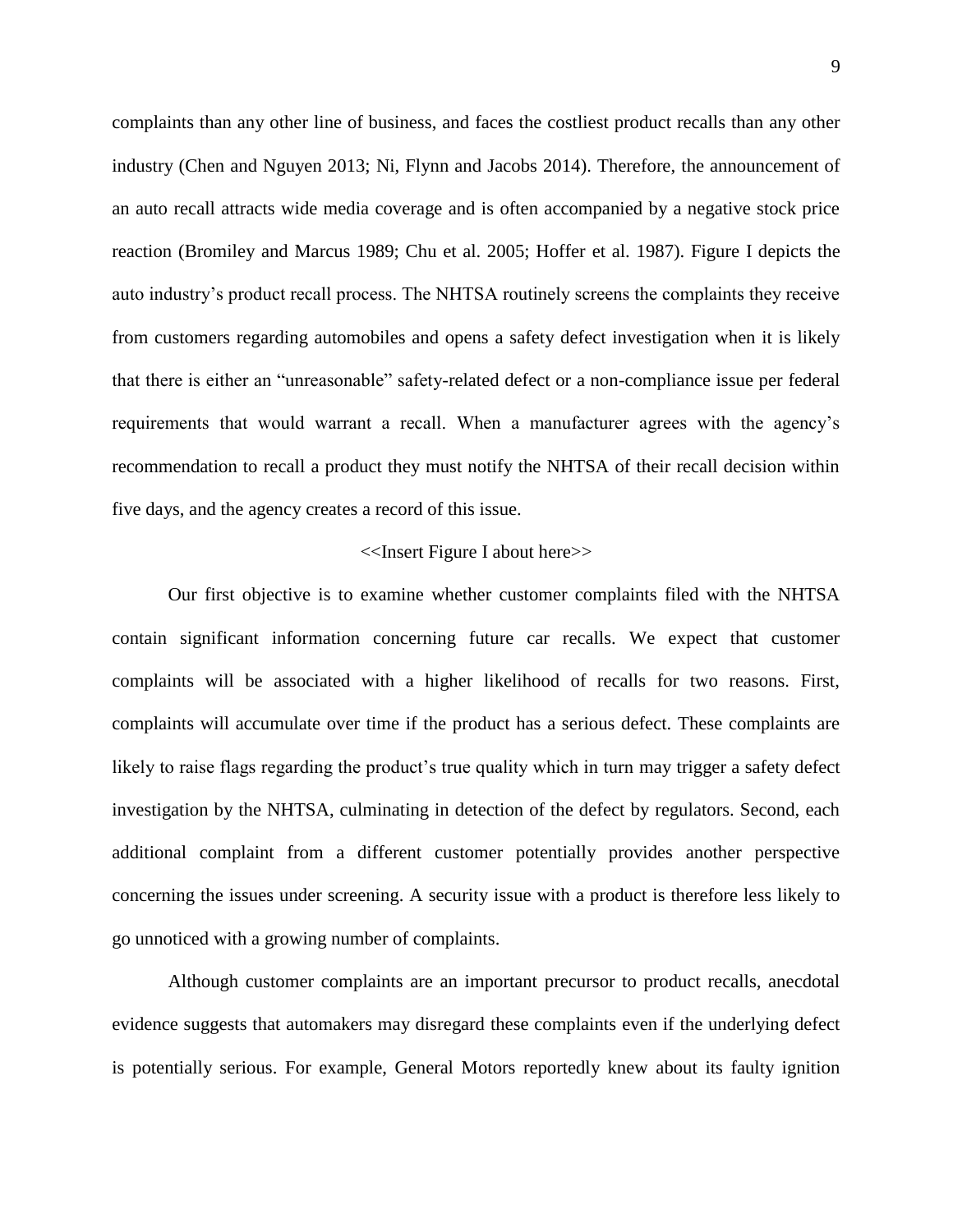complaints than any other line of business, and faces the costliest product recalls than any other industry (Chen and Nguyen 2013; Ni, Flynn and Jacobs 2014). Therefore, the announcement of an auto recall attracts wide media coverage and is often accompanied by a negative stock price reaction (Bromiley and Marcus 1989; Chu et al. 2005; Hoffer et al. 1987). Figure I depicts the auto industry's product recall process. The NHTSA routinely screens the complaints they receive from customers regarding automobiles and opens a safety defect investigation when it is likely that there is either an "unreasonable" safety-related defect or a non-compliance issue per federal requirements that would warrant a recall. When a manufacturer agrees with the agency's recommendation to recall a product they must notify the NHTSA of their recall decision within five days, and the agency creates a record of this issue.

<<Insert Figure I about here>>

Our first objective is to examine whether customer complaints filed with the NHTSA contain significant information concerning future car recalls. We expect that customer complaints will be associated with a higher likelihood of recalls for two reasons. First, complaints will accumulate over time if the product has a serious defect. These complaints are likely to raise flags regarding the product's true quality which in turn may trigger a safety defect investigation by the NHTSA, culminating in detection of the defect by regulators. Second, each additional complaint from a different customer potentially provides another perspective concerning the issues under screening. A security issue with a product is therefore less likely to go unnoticed with a growing number of complaints.

Although customer complaints are an important precursor to product recalls, anecdotal evidence suggests that automakers may disregard these complaints even if the underlying defect is potentially serious. For example, General Motors reportedly knew about its faulty ignition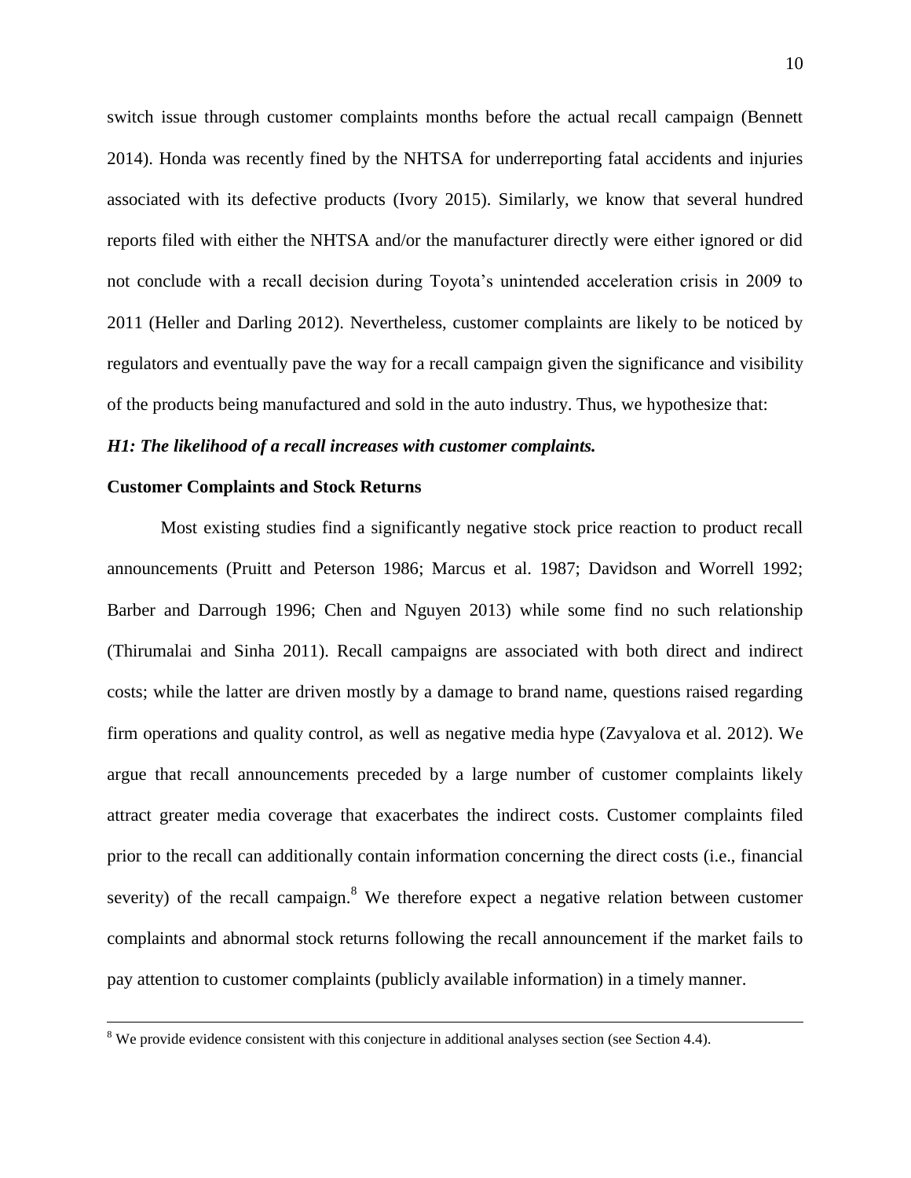switch issue through customer complaints months before the actual recall campaign (Bennett 2014). Honda was recently fined by the NHTSA for underreporting fatal accidents and injuries associated with its defective products (Ivory 2015). Similarly, we know that several hundred reports filed with either the NHTSA and/or the manufacturer directly were either ignored or did not conclude with a recall decision during Toyota's unintended acceleration crisis in 2009 to 2011 (Heller and Darling 2012). Nevertheless, customer complaints are likely to be noticed by regulators and eventually pave the way for a recall campaign given the significance and visibility of the products being manufactured and sold in the auto industry. Thus, we hypothesize that:

***H1: The likelihood of a recall increases with customer complaints.***

**Customer Complaints and Stock Returns**

Most existing studies find a significantly negative stock price reaction to product recall announcements (Pruitt and Peterson 1986; Marcus et al. 1987; Davidson and Worrell 1992; Barber and Darrough 1996; Chen and Nguyen 2013) while some find no such relationship (Thirumalai and Sinha 2011). Recall campaigns are associated with both direct and indirect costs; while the latter are driven mostly by a damage to brand name, questions raised regarding firm operations and quality control, as well as negative media hype (Zavyalova et al. 2012). We argue that recall announcements preceded by a large number of customer complaints likely attract greater media coverage that exacerbates the indirect costs. Customer complaints filed prior to the recall can additionally contain information concerning the direct costs (i.e., financial severity) of the recall campaign.[8] We therefore expect a negative relation between customer complaints and abnormal stock returns following the recall announcement if the market fails to pay attention to customer complaints (publicly available information) in a timely manner.

[8] We provide evidence consistent with this conjecture in additional analyses section (see Section 4.4).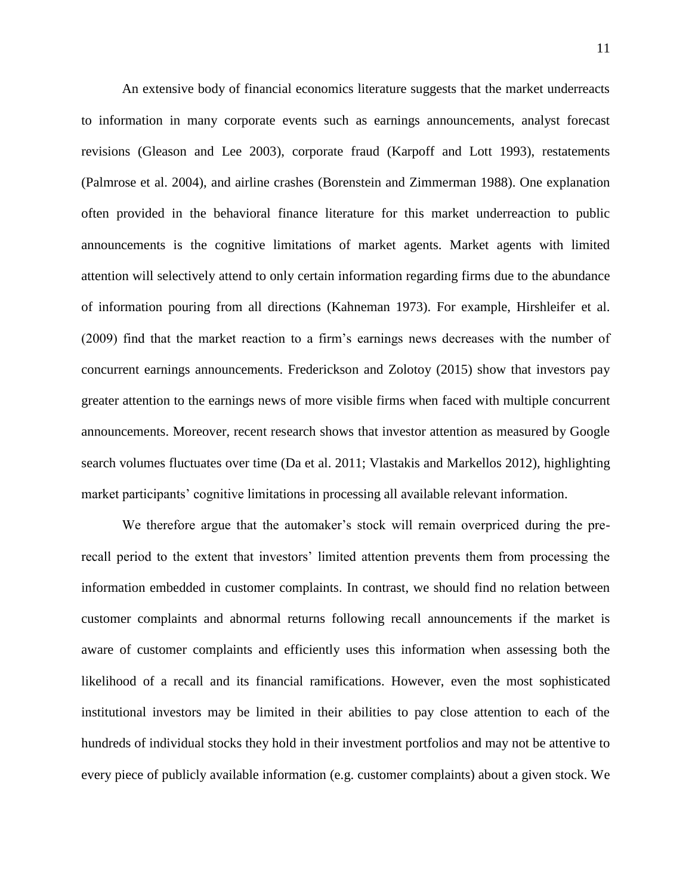An extensive body of financial economics literature suggests that the market underreacts to information in many corporate events such as earnings announcements, analyst forecast revisions (Gleason and Lee 2003), corporate fraud (Karpoff and Lott 1993), restatements (Palmrose et al. 2004), and airline crashes (Borenstein and Zimmerman 1988). One explanation often provided in the behavioral finance literature for this market underreaction to public announcements is the cognitive limitations of market agents. Market agents with limited attention will selectively attend to only certain information regarding firms due to the abundance of information pouring from all directions (Kahneman 1973). For example, Hirshleifer et al. (2009) find that the market reaction to a firm's earnings news decreases with the number of concurrent earnings announcements. Frederickson and Zolotoy (2015) show that investors pay greater attention to the earnings news of more visible firms when faced with multiple concurrent announcements. Moreover, recent research shows that investor attention as measured by Google search volumes fluctuates over time (Da et al. 2011; Vlastakis and Markellos 2012), highlighting market participants' cognitive limitations in processing all available relevant information.

We therefore argue that the automaker's stock will remain overpriced during the pre-recall period to the extent that investors' limited attention prevents them from processing the information embedded in customer complaints. In contrast, we should find no relation between customer complaints and abnormal returns following recall announcements if the market is aware of customer complaints and efficiently uses this information when assessing both the likelihood of a recall and its financial ramifications. However, even the most sophisticated institutional investors may be limited in their abilities to pay close attention to each of the hundreds of individual stocks they hold in their investment portfolios and may not be attentive to every piece of publicly available information (e.g. customer complaints) about a given stock. We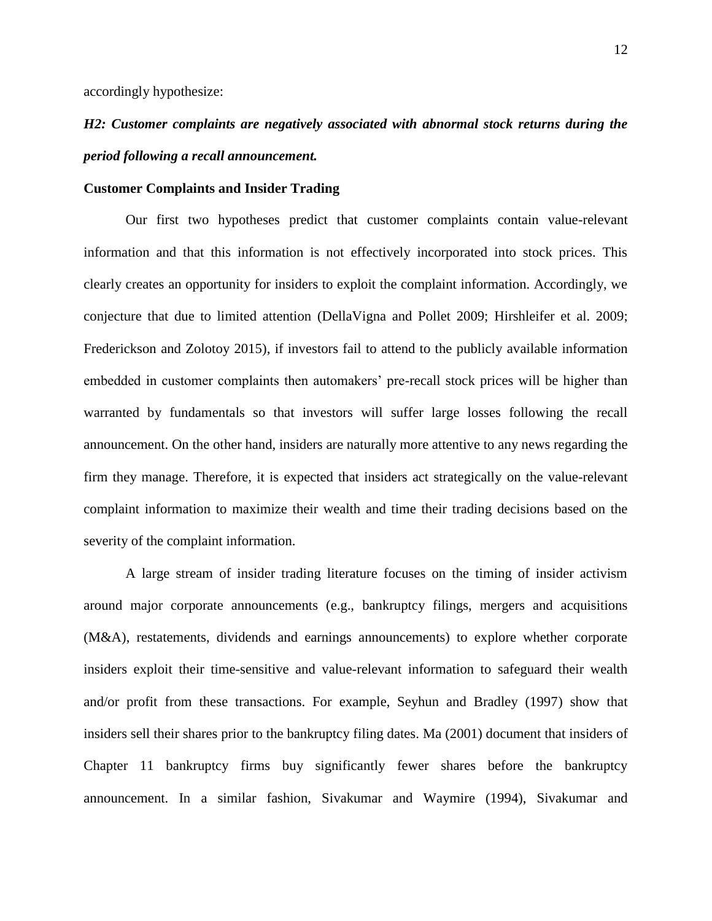accordingly hypothesize:

***H2: Customer complaints are negatively associated with abnormal stock returns during the period following a recall announcement.***

**Customer Complaints and Insider Trading**

Our first two hypotheses predict that customer complaints contain value-relevant information and that this information is not effectively incorporated into stock prices. This clearly creates an opportunity for insiders to exploit the complaint information. Accordingly, we conjecture that due to limited attention (DellaVigna and Pollet 2009; Hirshleifer et al. 2009; Frederickson and Zolotoy 2015), if investors fail to attend to the publicly available information embedded in customer complaints then automakers' pre-recall stock prices will be higher than warranted by fundamentals so that investors will suffer large losses following the recall announcement. On the other hand, insiders are naturally more attentive to any news regarding the firm they manage. Therefore, it is expected that insiders act strategically on the value-relevant complaint information to maximize their wealth and time their trading decisions based on the severity of the complaint information.

A large stream of insider trading literature focuses on the timing of insider activism around major corporate announcements (e.g., bankruptcy filings, mergers and acquisitions (M&A), restatements, dividends and earnings announcements) to explore whether corporate insiders exploit their time-sensitive and value-relevant information to safeguard their wealth and/or profit from these transactions. For example, Seyhun and Bradley (1997) show that insiders sell their shares prior to the bankruptcy filing dates. Ma (2001) document that insiders of Chapter 11 bankruptcy firms buy significantly fewer shares before the bankruptcy announcement. In a similar fashion, Sivakumar and Waymire (1994), Sivakumar and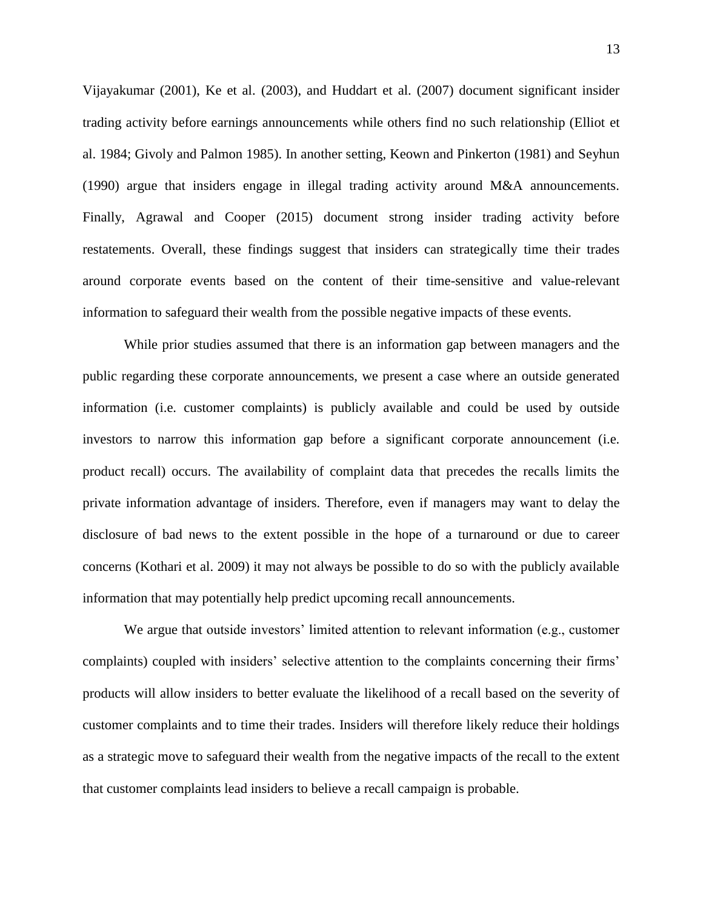Vijayakumar (2001), Ke et al. (2003), and Huddart et al. (2007) document significant insider trading activity before earnings announcements while others find no such relationship (Elliot et al. 1984; Givoly and Palmon 1985). In another setting, Keown and Pinkerton (1981) and Seyhun (1990) argue that insiders engage in illegal trading activity around M&A announcements. Finally, Agrawal and Cooper (2015) document strong insider trading activity before restatements. Overall, these findings suggest that insiders can strategically time their trades around corporate events based on the content of their time-sensitive and value-relevant information to safeguard their wealth from the possible negative impacts of these events.

While prior studies assumed that there is an information gap between managers and the public regarding these corporate announcements, we present a case where an outside generated information (i.e. customer complaints) is publicly available and could be used by outside investors to narrow this information gap before a significant corporate announcement (i.e. product recall) occurs. The availability of complaint data that precedes the recalls limits the private information advantage of insiders. Therefore, even if managers may want to delay the disclosure of bad news to the extent possible in the hope of a turnaround or due to career concerns (Kothari et al. 2009) it may not always be possible to do so with the publicly available information that may potentially help predict upcoming recall announcements.

We argue that outside investors' limited attention to relevant information (e.g., customer complaints) coupled with insiders' selective attention to the complaints concerning their firms' products will allow insiders to better evaluate the likelihood of a recall based on the severity of customer complaints and to time their trades. Insiders will therefore likely reduce their holdings as a strategic move to safeguard their wealth from the negative impacts of the recall to the extent that customer complaints lead insiders to believe a recall campaign is probable.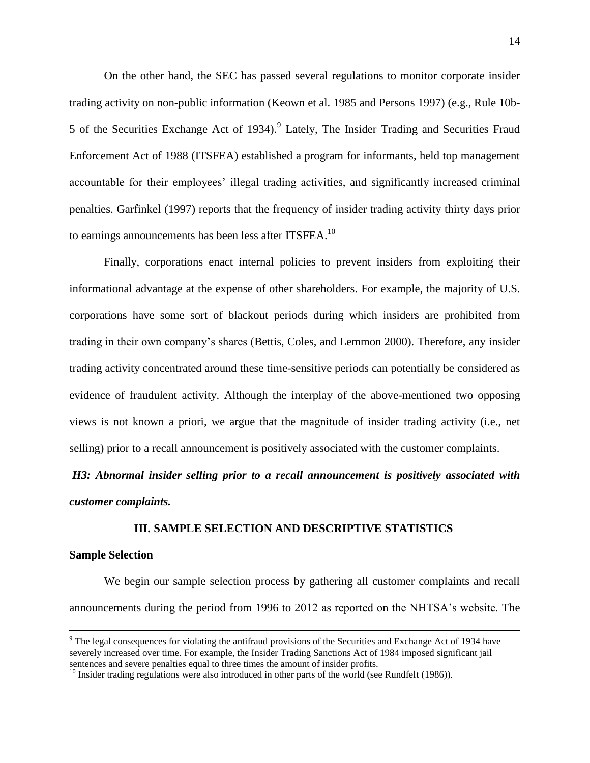On the other hand, the SEC has passed several regulations to monitor corporate insider trading activity on non-public information (Keown et al. 1985 and Persons 1997) (e.g., Rule 10b-5 of the Securities Exchange Act of 1934).[9] Lately, The Insider Trading and Securities Fraud Enforcement Act of 1988 (ITSFEA) established a program for informants, held top management accountable for their employees' illegal trading activities, and significantly increased criminal penalties. Garfinkel (1997) reports that the frequency of insider trading activity thirty days prior to earnings announcements has been less after ITSFEA.[10]

Finally, corporations enact internal policies to prevent insiders from exploiting their informational advantage at the expense of other shareholders. For example, the majority of U.S. corporations have some sort of blackout periods during which insiders are prohibited from trading in their own company's shares (Bettis, Coles, and Lemmon 2000). Therefore, any insider trading activity concentrated around these time-sensitive periods can potentially be considered as evidence of fraudulent activity. Although the interplay of the above-mentioned two opposing views is not known a priori, we argue that the magnitude of insider trading activity (i.e., net selling) prior to a recall announcement is positively associated with the customer complaints.

***H3: Abnormal insider selling prior to a recall announcement is positively associated with customer complaints.***

## III. SAMPLE SELECTION AND DESCRIPTIVE STATISTICS

### Sample Selection

We begin our sample selection process by gathering all customer complaints and recall announcements during the period from 1996 to 2012 as reported on the NHTSA's website. The

---

[9] The legal consequences for violating the antifraud provisions of the Securities and Exchange Act of 1934 have severely increased over time. For example, the Insider Trading Sanctions Act of 1984 imposed significant jail sentences and severe penalties equal to three times the amount of insider profits.

[10] Insider trading regulations were also introduced in other parts of the world (see Rundfelt (1986)).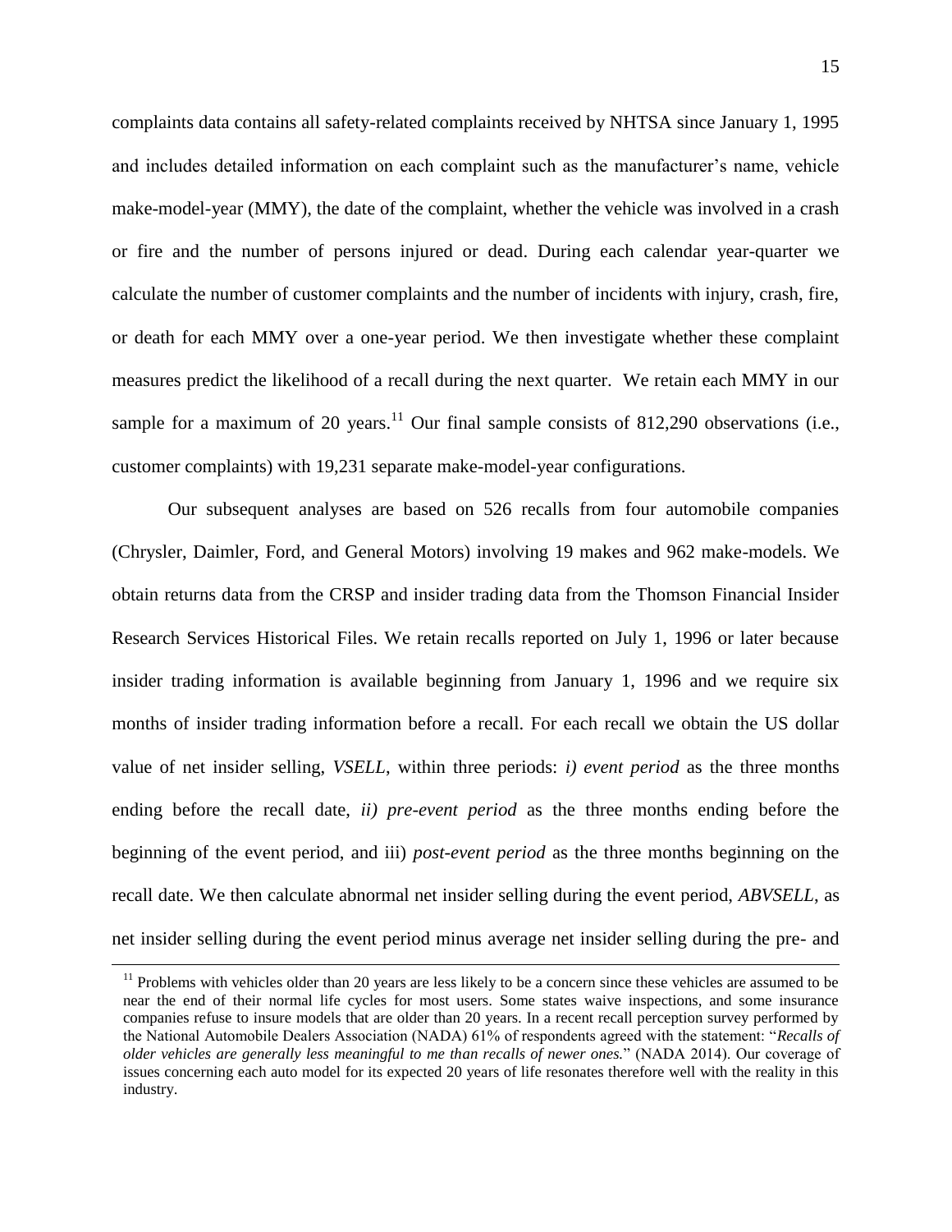complaints data contains all safety-related complaints received by NHTSA since January 1, 1995 and includes detailed information on each complaint such as the manufacturer's name, vehicle make-model-year (MMY), the date of the complaint, whether the vehicle was involved in a crash or fire and the number of persons injured or dead. During each calendar year-quarter we calculate the number of customer complaints and the number of incidents with injury, crash, fire, or death for each MMY over a one-year period. We then investigate whether these complaint measures predict the likelihood of a recall during the next quarter. We retain each MMY in our sample for a maximum of 20 years.[11] Our final sample consists of 812,290 observations (i.e., customer complaints) with 19,231 separate make-model-year configurations.

Our subsequent analyses are based on 526 recalls from four automobile companies (Chrysler, Daimler, Ford, and General Motors) involving 19 makes and 962 make-models. We obtain returns data from the CRSP and insider trading data from the Thomson Financial Insider Research Services Historical Files. We retain recalls reported on July 1, 1996 or later because insider trading information is available beginning from January 1, 1996 and we require six months of insider trading information before a recall. For each recall we obtain the US dollar value of net insider selling, *VSELL*, within three periods: *i) event period* as the three months ending before the recall date, *ii) pre-event period* as the three months ending before the beginning of the event period, and iii) *post-event period* as the three months beginning on the recall date. We then calculate abnormal net insider selling during the event period, *ABVSELL*, as net insider selling during the event period minus average net insider selling during the pre- and

[11] Problems with vehicles older than 20 years are less likely to be a concern since these vehicles are assumed to be near the end of their normal life cycles for most users. Some states waive inspections, and some insurance companies refuse to insure models that are older than 20 years. In a recent recall perception survey performed by the National Automobile Dealers Association (NADA) 61% of respondents agreed with the statement: "*Recalls of older vehicles are generally less meaningful to me than recalls of newer ones.*" (NADA 2014). Our coverage of issues concerning each auto model for its expected 20 years of life resonates therefore well with the reality in this industry.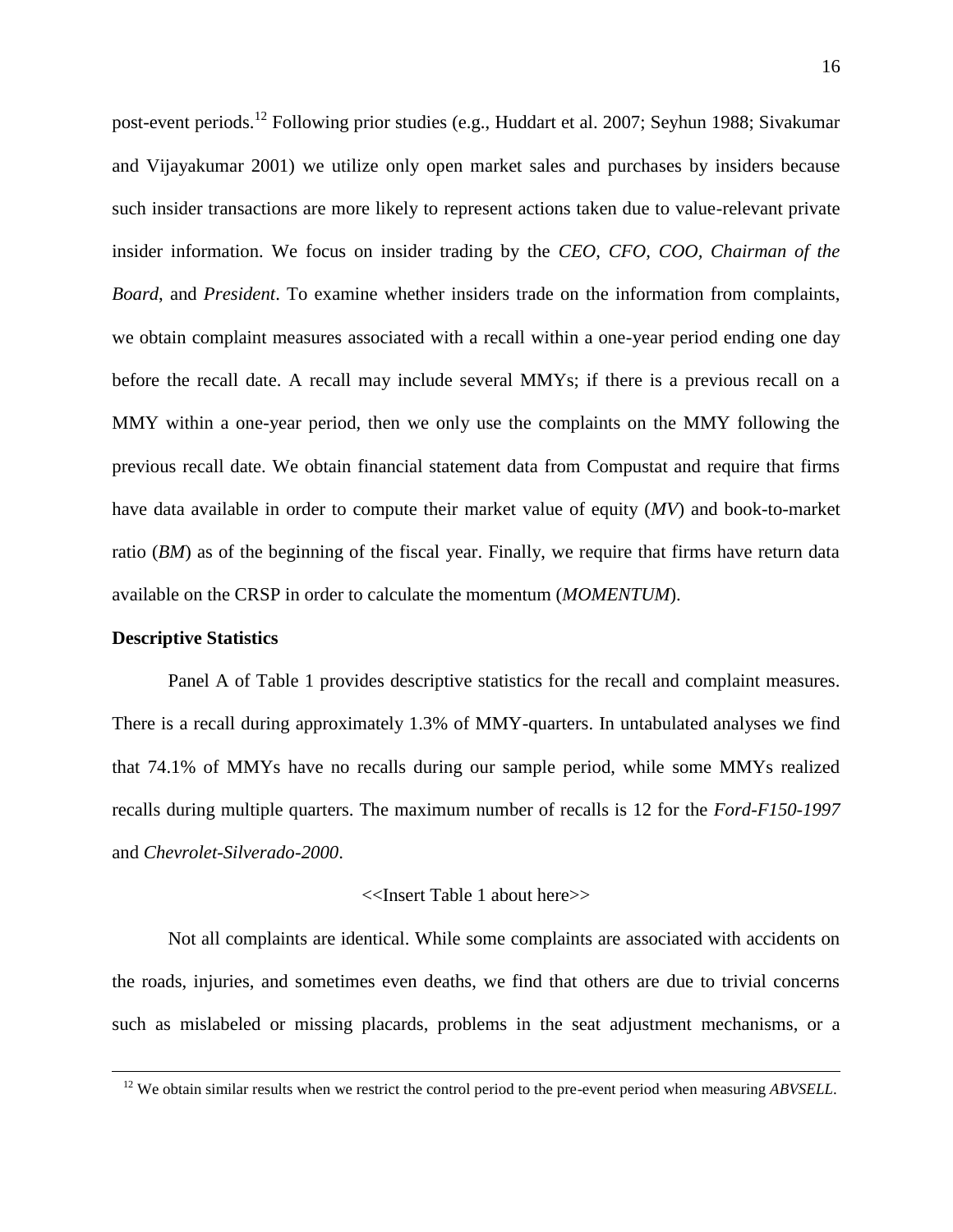post-event periods.[12] Following prior studies (e.g., Huddart et al. 2007; Seyhun 1988; Sivakumar and Vijayakumar 2001) we utilize only open market sales and purchases by insiders because such insider transactions are more likely to represent actions taken due to value-relevant private insider information. We focus on insider trading by the *CEO, CFO, COO, Chairman of the Board*, and *President*. To examine whether insiders trade on the information from complaints, we obtain complaint measures associated with a recall within a one-year period ending one day before the recall date. A recall may include several MMYs; if there is a previous recall on a MMY within a one-year period, then we only use the complaints on the MMY following the previous recall date. We obtain financial statement data from Compustat and require that firms have data available in order to compute their market value of equity (*MV*) and book-to-market ratio (*BM*) as of the beginning of the fiscal year. Finally, we require that firms have return data available on the CRSP in order to calculate the momentum (*MOMENTUM*).

**Descriptive Statistics**

Panel A of Table 1 provides descriptive statistics for the recall and complaint measures. There is a recall during approximately 1.3% of MMY-quarters. In untabulated analyses we find that 74.1% of MMYs have no recalls during our sample period, while some MMYs realized recalls during multiple quarters. The maximum number of recalls is 12 for the *Ford-F150-1997* and *Chevrolet-Silverado-2000*.

<<Insert Table 1 about here>>

Not all complaints are identical. While some complaints are associated with accidents on the roads, injuries, and sometimes even deaths, we find that others are due to trivial concerns such as mislabeled or missing placards, problems in the seat adjustment mechanisms, or a

[12] We obtain similar results when we restrict the control period to the pre-event period when measuring *ABVSELL*.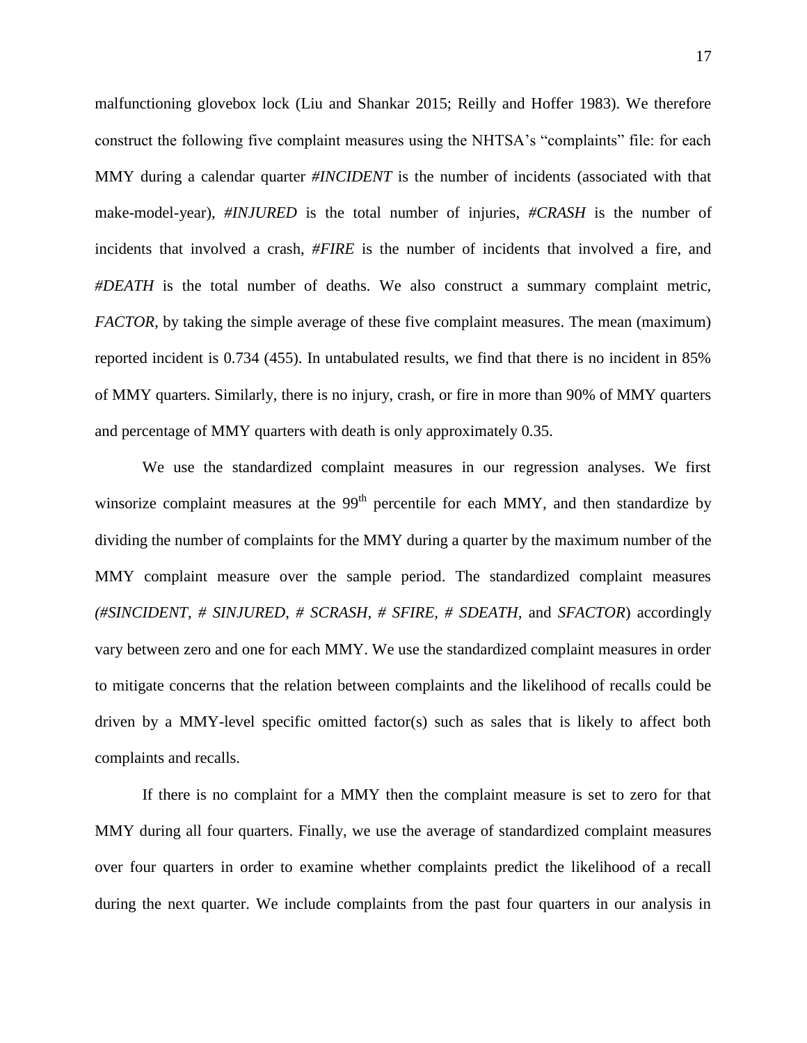malfunctioning glovebox lock (Liu and Shankar 2015; Reilly and Hoffer 1983). We therefore construct the following five complaint measures using the NHTSA's "complaints" file: for each MMY during a calendar quarter *#INCIDENT* is the number of incidents (associated with that make-model-year), *#INJURED* is the total number of injuries, *#CRASH* is the number of incidents that involved a crash, *#FIRE* is the number of incidents that involved a fire, and *#DEATH* is the total number of deaths. We also construct a summary complaint metric, *FACTOR*, by taking the simple average of these five complaint measures. The mean (maximum) reported incident is 0.734 (455). In untabulated results, we find that there is no incident in 85% of MMY quarters. Similarly, there is no injury, crash, or fire in more than 90% of MMY quarters and percentage of MMY quarters with death is only approximately 0.35.

We use the standardized complaint measures in our regression analyses. We first winsorize complaint measures at the $99^{th}$ percentile for each MMY, and then standardize by dividing the number of complaints for the MMY during a quarter by the maximum number of the MMY complaint measure over the sample period. The standardized complaint measures (*#SINCIDENT, # SINJURED, # SCRASH, # SFIRE, # SDEATH,* and *SFACTOR*) accordingly vary between zero and one for each MMY. We use the standardized complaint measures in order to mitigate concerns that the relation between complaints and the likelihood of recalls could be driven by a MMY-level specific omitted factor(s) such as sales that is likely to affect both complaints and recalls.

If there is no complaint for a MMY then the complaint measure is set to zero for that MMY during all four quarters. Finally, we use the average of standardized complaint measures over four quarters in order to examine whether complaints predict the likelihood of a recall during the next quarter. We include complaints from the past four quarters in our analysis in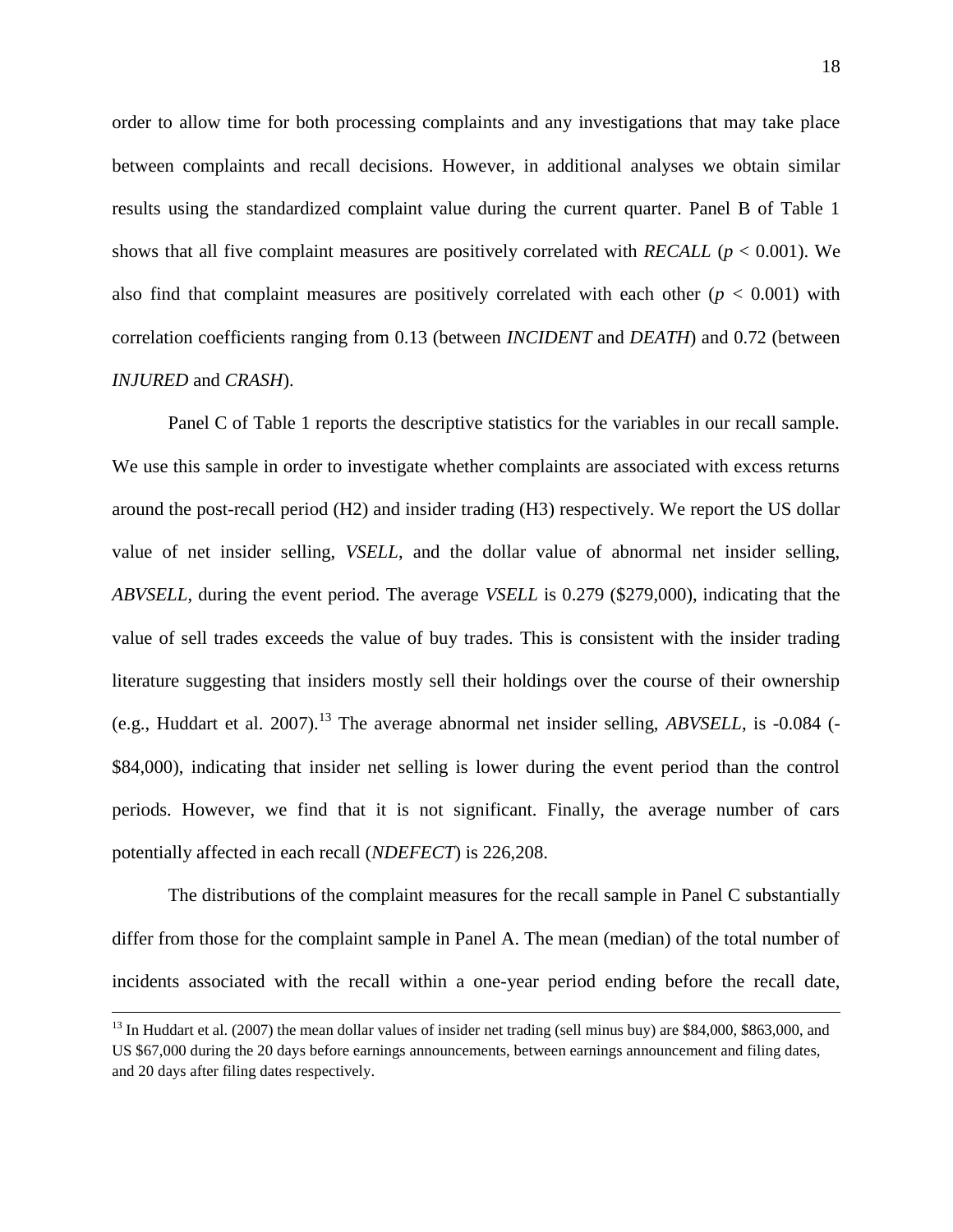order to allow time for both processing complaints and any investigations that may take place between complaints and recall decisions. However, in additional analyses we obtain similar results using the standardized complaint value during the current quarter. Panel B of Table 1 shows that all five complaint measures are positively correlated with *RECALL* ($p < 0.001$). We also find that complaint measures are positively correlated with each other ($p < 0.001$) with correlation coefficients ranging from 0.13 (between *INCIDENT* and *DEATH*) and 0.72 (between *INJURED* and *CRASH*).

Panel C of Table 1 reports the descriptive statistics for the variables in our recall sample. We use this sample in order to investigate whether complaints are associated with excess returns around the post-recall period (H2) and insider trading (H3) respectively. We report the US dollar value of net insider selling, *VSELL*, and the dollar value of abnormal net insider selling, *ABVSELL*, during the event period. The average *VSELL* is 0.279 ($279,000), indicating that the value of sell trades exceeds the value of buy trades. This is consistent with the insider trading literature suggesting that insiders mostly sell their holdings over the course of their ownership (e.g., Huddart et al. 2007).[13] The average abnormal net insider selling, *ABVSELL*, is -0.084 (-$84,000), indicating that insider net selling is lower during the event period than the control periods. However, we find that it is not significant. Finally, the average number of cars potentially affected in each recall (*NDEFECT*) is 226,208.

The distributions of the complaint measures for the recall sample in Panel C substantially differ from those for the complaint sample in Panel A. The mean (median) of the total number of incidents associated with the recall within a one-year period ending before the recall date,

---

[13] In Huddart et al. (2007) the mean dollar values of insider net trading (sell minus buy) are $84,000, $863,000, and US $67,000 during the 20 days before earnings announcements, between earnings announcement and filing dates, and 20 days after filing dates respectively.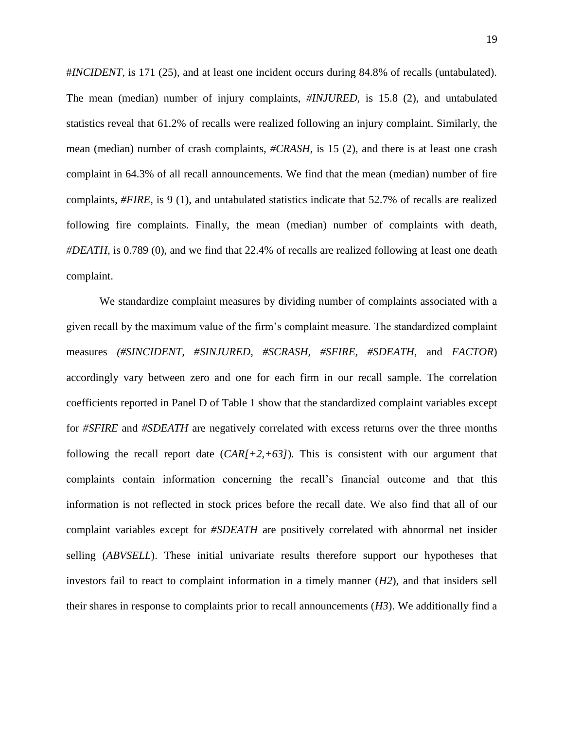#*INCIDENT*, is 171 (25), and at least one incident occurs during 84.8% of recalls (untabulated). The mean (median) number of injury complaints, *#INJURED*, is 15.8 (2), and untabulated statistics reveal that 61.2% of recalls were realized following an injury complaint. Similarly, the mean (median) number of crash complaints, *#CRASH*, is 15 (2), and there is at least one crash complaint in 64.3% of all recall announcements. We find that the mean (median) number of fire complaints, *#FIRE*, is 9 (1), and untabulated statistics indicate that 52.7% of recalls are realized following fire complaints. Finally, the mean (median) number of complaints with death, *#DEATH*, is 0.789 (0), and we find that 22.4% of recalls are realized following at least one death complaint.

We standardize complaint measures by dividing number of complaints associated with a given recall by the maximum value of the firm's complaint measure. The standardized complaint measures *(#SINCIDENT, #SINJURED, #SCRASH, #SFIRE, #SDEATH,* and *FACTOR*) accordingly vary between zero and one for each firm in our recall sample. The correlation coefficients reported in Panel D of Table 1 show that the standardized complaint variables except for *#SFIRE* and *#SDEATH* are negatively correlated with excess returns over the three months following the recall report date (*CAR[+2,+63]*). This is consistent with our argument that complaints contain information concerning the recall's financial outcome and that this information is not reflected in stock prices before the recall date. We also find that all of our complaint variables except for *#SDEATH* are positively correlated with abnormal net insider selling (*ABVSELL*). These initial univariate results therefore support our hypotheses that investors fail to react to complaint information in a timely manner (*H2*), and that insiders sell their shares in response to complaints prior to recall announcements (*H3*). We additionally find a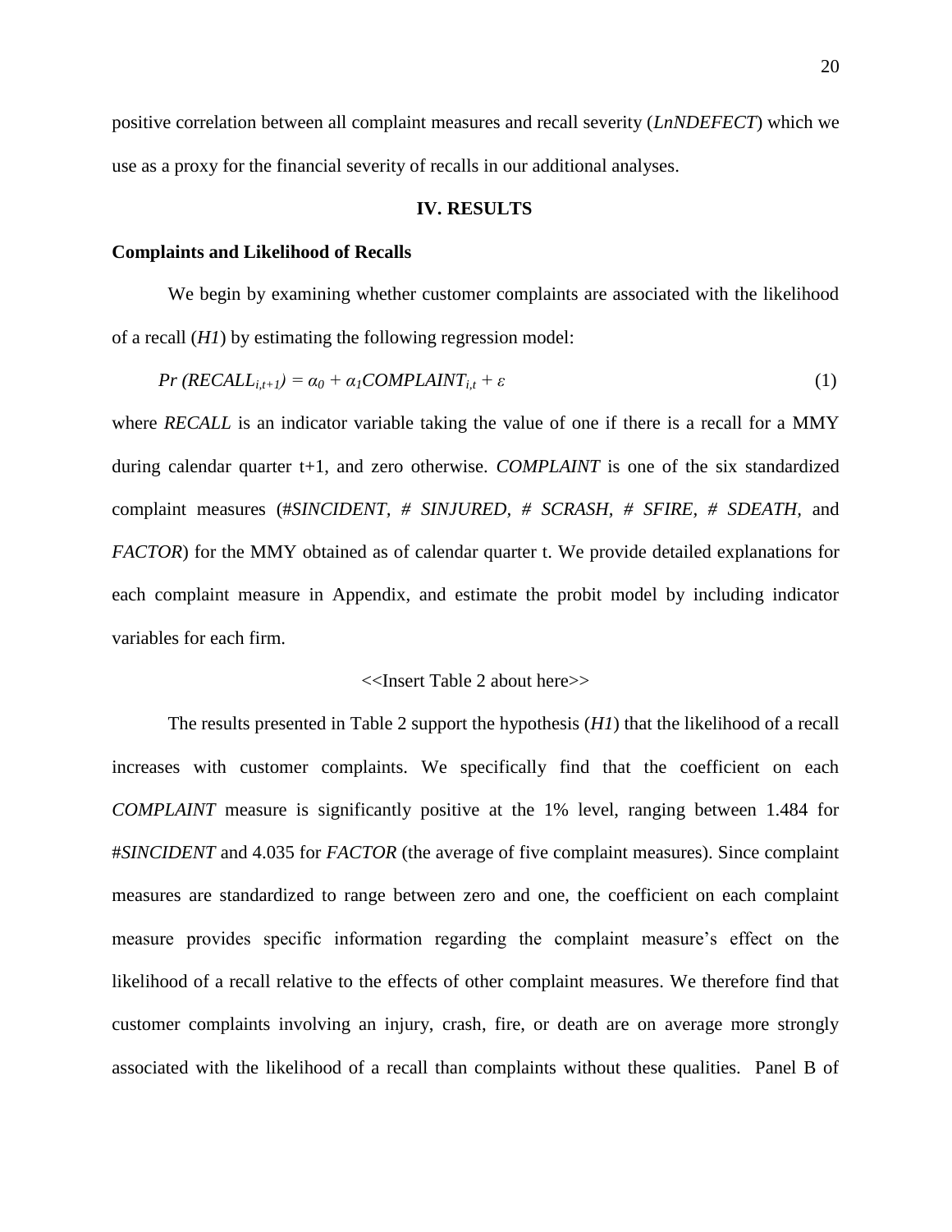positive correlation between all complaint measures and recall severity (*LnNDEFECT*) which we use as a proxy for the financial severity of recalls in our additional analyses.

## IV. RESULTS

### Complaints and Likelihood of Recalls

We begin by examining whether customer complaints are associated with the likelihood of a recall (*H1*) by estimating the following regression model:

$$Pr\ (RECALL_{i,t+1}) = \alpha_0 + \alpha_1 COMPLAINT_{i,t} + \varepsilon \quad (1)$$

where *RECALL* is an indicator variable taking the value of one if there is a recall for a MMY during calendar quarter t+1, and zero otherwise. *COMPLAINT* is one of the six standardized complaint measures (#*SINCIDENT*, # *SINJURED*, # *SCRASH*, # *SFIRE*, # *SDEATH*, and *FACTOR*) for the MMY obtained as of calendar quarter t. We provide detailed explanations for each complaint measure in Appendix, and estimate the probit model by including indicator variables for each firm.

<<Insert Table 2 about here>>

The results presented in Table 2 support the hypothesis (*H1*) that the likelihood of a recall increases with customer complaints. We specifically find that the coefficient on each *COMPLAINT* measure is significantly positive at the 1% level, ranging between 1.484 for #*SINCIDENT* and 4.035 for *FACTOR* (the average of five complaint measures). Since complaint measures are standardized to range between zero and one, the coefficient on each complaint measure provides specific information regarding the complaint measure's effect on the likelihood of a recall relative to the effects of other complaint measures. We therefore find that customer complaints involving an injury, crash, fire, or death are on average more strongly associated with the likelihood of a recall than complaints without these qualities. Panel B of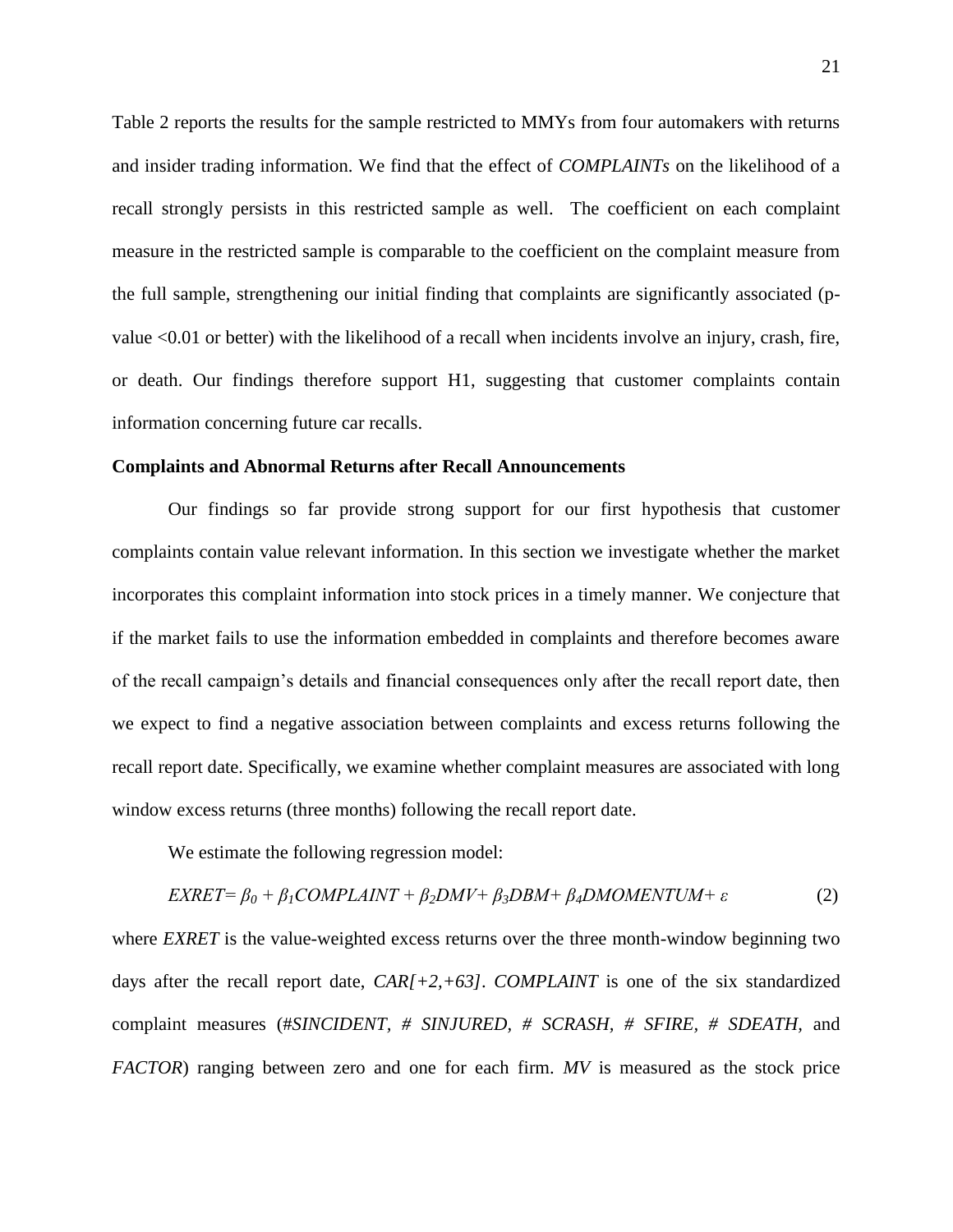Table 2 reports the results for the sample restricted to MMYs from four automakers with returns and insider trading information. We find that the effect of *COMPLAINTs* on the likelihood of a recall strongly persists in this restricted sample as well. The coefficient on each complaint measure in the restricted sample is comparable to the coefficient on the complaint measure from the full sample, strengthening our initial finding that complaints are significantly associated (p-value <0.01 or better) with the likelihood of a recall when incidents involve an injury, crash, fire, or death. Our findings therefore support H1, suggesting that customer complaints contain information concerning future car recalls.

**Complaints and Abnormal Returns after Recall Announcements**

Our findings so far provide strong support for our first hypothesis that customer complaints contain value relevant information. In this section we investigate whether the market incorporates this complaint information into stock prices in a timely manner. We conjecture that if the market fails to use the information embedded in complaints and therefore becomes aware of the recall campaign's details and financial consequences only after the recall report date, then we expect to find a negative association between complaints and excess returns following the recall report date. Specifically, we examine whether complaint measures are associated with long window excess returns (three months) following the recall report date.

We estimate the following regression model:

$$EXRET = \beta_0 + \beta_1 COMPLAINT + \beta_2 DMV + \beta_3 DBM + \beta_4 DMOMENTUM + \varepsilon \qquad (2)$$

where *EXRET* is the value-weighted excess returns over the three month-window beginning two days after the recall report date, *CAR[+2,+63]*. *COMPLAINT* is one of the six standardized complaint measures (*#SINCIDENT*, *# SINJURED*, *# SCRASH*, *# SFIRE*, *# SDEATH*, and *FACTOR*) ranging between zero and one for each firm. *MV* is measured as the stock price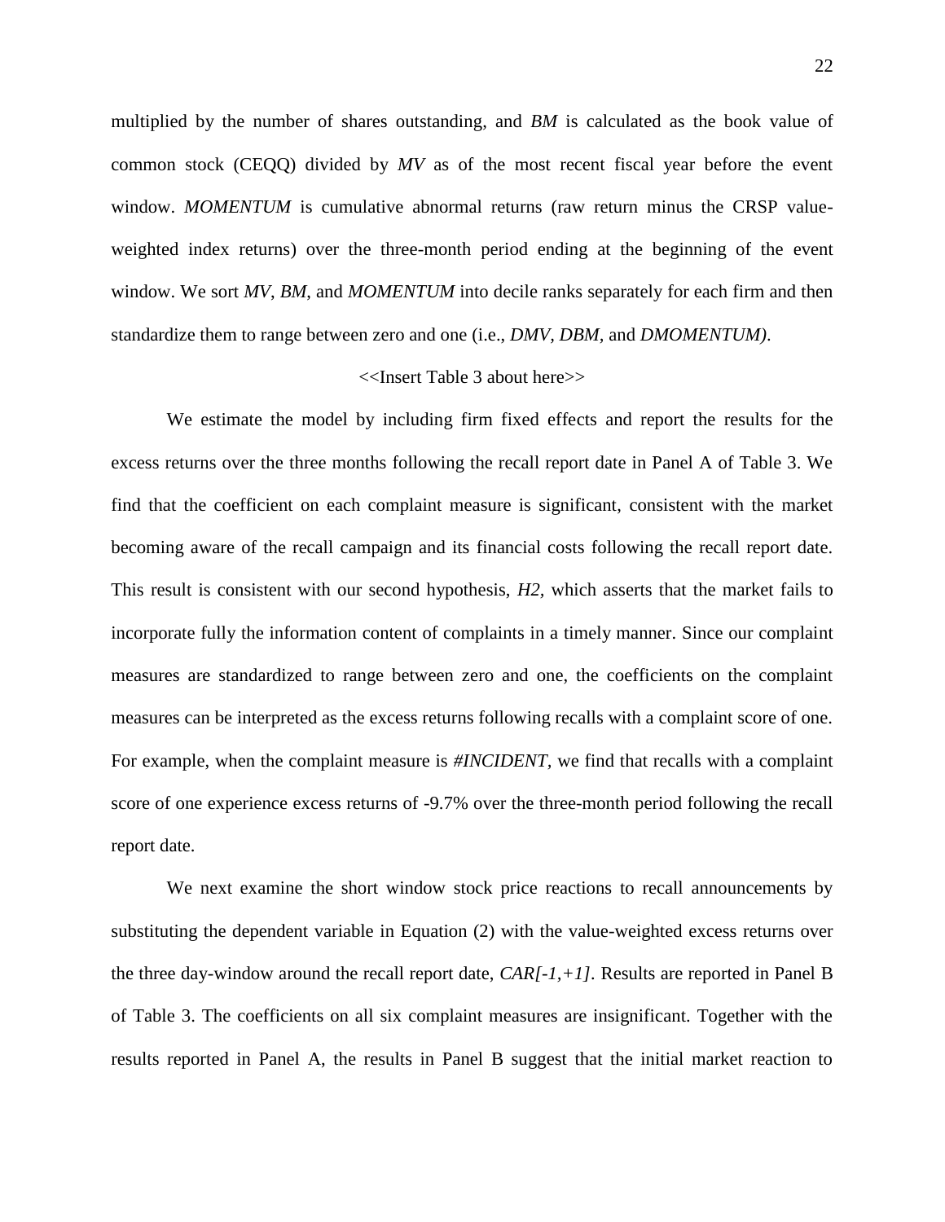multiplied by the number of shares outstanding, and *BM* is calculated as the book value of common stock (CEQQ) divided by *MV* as of the most recent fiscal year before the event window. *MOMENTUM* is cumulative abnormal returns (raw return minus the CRSP value-weighted index returns) over the three-month period ending at the beginning of the event window. We sort *MV*, *BM*, and *MOMENTUM* into decile ranks separately for each firm and then standardize them to range between zero and one (i.e., *DMV*, *DBM*, and *DMOMENTUM)*.

<<Insert Table 3 about here>>

We estimate the model by including firm fixed effects and report the results for the excess returns over the three months following the recall report date in Panel A of Table 3. We find that the coefficient on each complaint measure is significant, consistent with the market becoming aware of the recall campaign and its financial costs following the recall report date. This result is consistent with our second hypothesis, *H2*, which asserts that the market fails to incorporate fully the information content of complaints in a timely manner. Since our complaint measures are standardized to range between zero and one, the coefficients on the complaint measures can be interpreted as the excess returns following recalls with a complaint score of one. For example, when the complaint measure is *#INCIDENT*, we find that recalls with a complaint score of one experience excess returns of -9.7% over the three-month period following the recall report date.

We next examine the short window stock price reactions to recall announcements by substituting the dependent variable in Equation (2) with the value-weighted excess returns over the three day-window around the recall report date, *CAR[-1,+1]*. Results are reported in Panel B of Table 3. The coefficients on all six complaint measures are insignificant. Together with the results reported in Panel A, the results in Panel B suggest that the initial market reaction to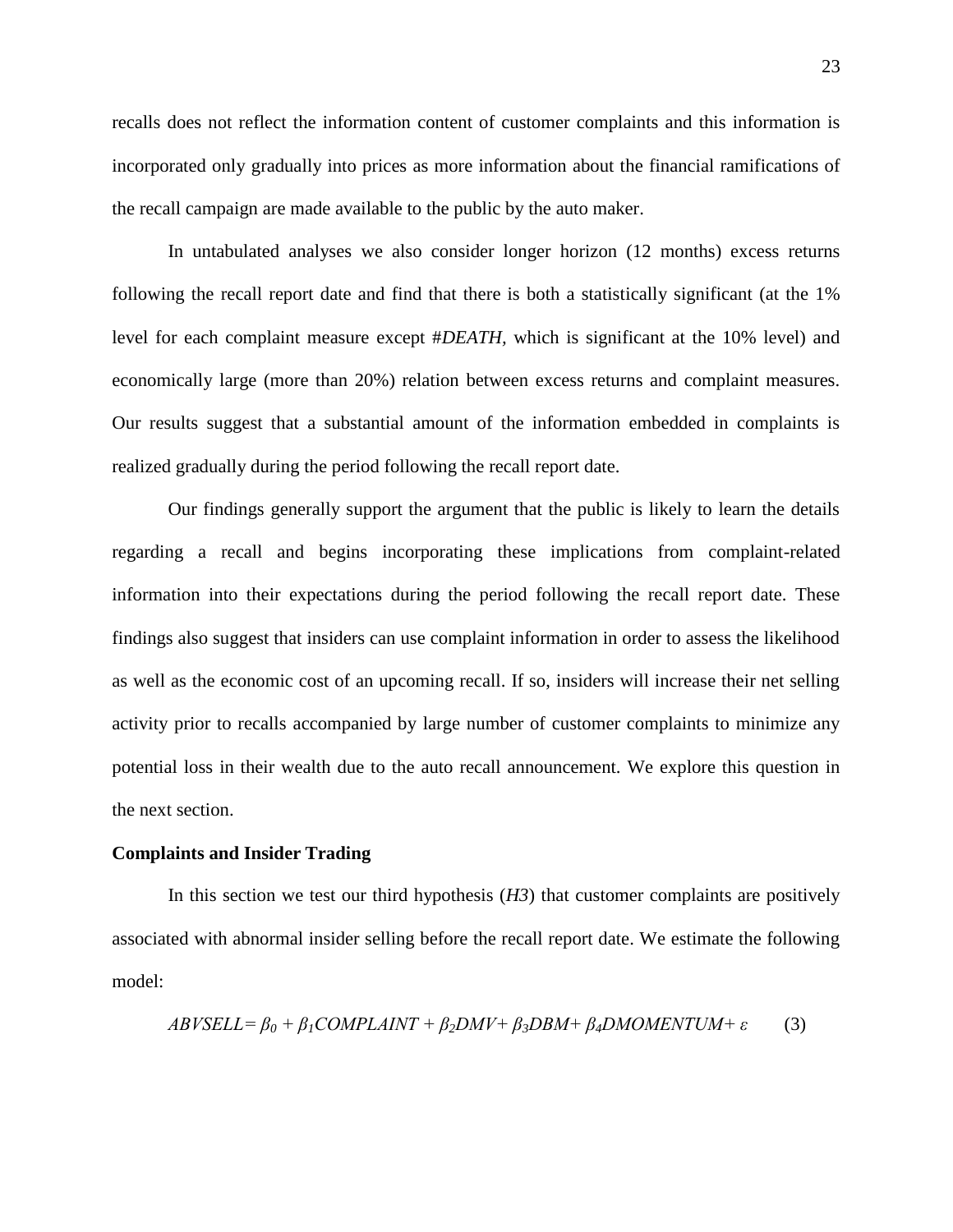recalls does not reflect the information content of customer complaints and this information is incorporated only gradually into prices as more information about the financial ramifications of the recall campaign are made available to the public by the auto maker.

In untabulated analyses we also consider longer horizon (12 months) excess returns following the recall report date and find that there is both a statistically significant (at the 1% level for each complaint measure except *#DEATH*, which is significant at the 10% level) and economically large (more than 20%) relation between excess returns and complaint measures. Our results suggest that a substantial amount of the information embedded in complaints is realized gradually during the period following the recall report date.

Our findings generally support the argument that the public is likely to learn the details regarding a recall and begins incorporating these implications from complaint-related information into their expectations during the period following the recall report date. These findings also suggest that insiders can use complaint information in order to assess the likelihood as well as the economic cost of an upcoming recall. If so, insiders will increase their net selling activity prior to recalls accompanied by large number of customer complaints to minimize any potential loss in their wealth due to the auto recall announcement. We explore this question in the next section.

**Complaints and Insider Trading**

In this section we test our third hypothesis (*H3*) that customer complaints are positively associated with abnormal insider selling before the recall report date. We estimate the following model:

$$ABVSELL = \beta_0 + \beta_1 COMPLAINT + \beta_2 DMV + \beta_3 DBM + \beta_4 DMOMENTUM + \varepsilon \qquad (3)$$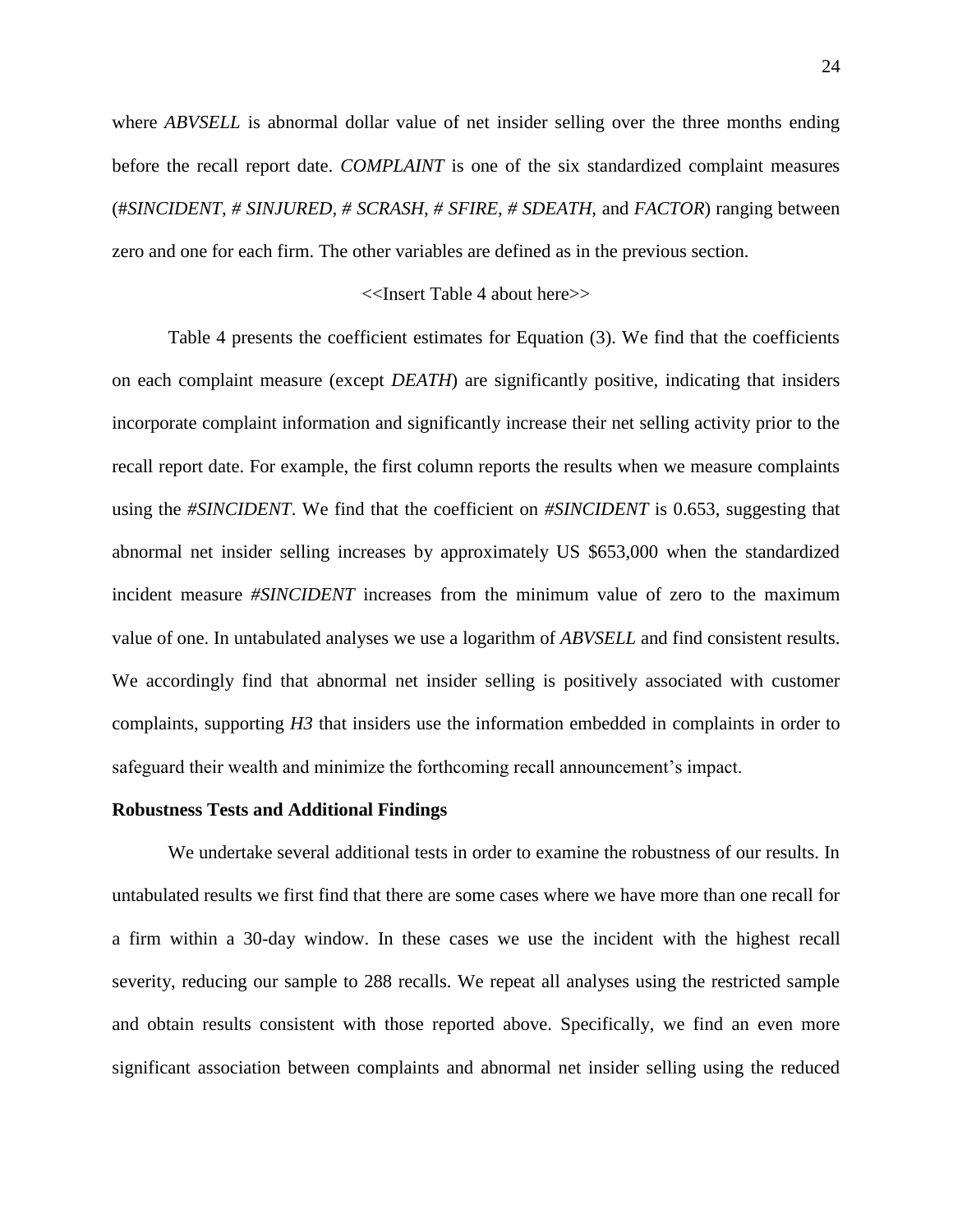where *ABVSELL* is abnormal dollar value of net insider selling over the three months ending before the recall report date. *COMPLAINT* is one of the six standardized complaint measures (*#SINCIDENT*, *# SINJURED*, *# SCRASH*, *# SFIRE*, *# SDEATH*, and *FACTOR*) ranging between zero and one for each firm. The other variables are defined as in the previous section.

<<Insert Table 4 about here>>

Table 4 presents the coefficient estimates for Equation (3). We find that the coefficients on each complaint measure (except *DEATH*) are significantly positive, indicating that insiders incorporate complaint information and significantly increase their net selling activity prior to the recall report date. For example, the first column reports the results when we measure complaints using the *#SINCIDENT*. We find that the coefficient on *#SINCIDENT* is 0.653, suggesting that abnormal net insider selling increases by approximately US $653,000 when the standardized incident measure *#SINCIDENT* increases from the minimum value of zero to the maximum value of one. In untabulated analyses we use a logarithm of *ABVSELL* and find consistent results. We accordingly find that abnormal net insider selling is positively associated with customer complaints, supporting *H3* that insiders use the information embedded in complaints in order to safeguard their wealth and minimize the forthcoming recall announcement's impact.

**Robustness Tests and Additional Findings**

We undertake several additional tests in order to examine the robustness of our results. In untabulated results we first find that there are some cases where we have more than one recall for a firm within a 30-day window. In these cases we use the incident with the highest recall severity, reducing our sample to 288 recalls. We repeat all analyses using the restricted sample and obtain results consistent with those reported above. Specifically, we find an even more significant association between complaints and abnormal net insider selling using the reduced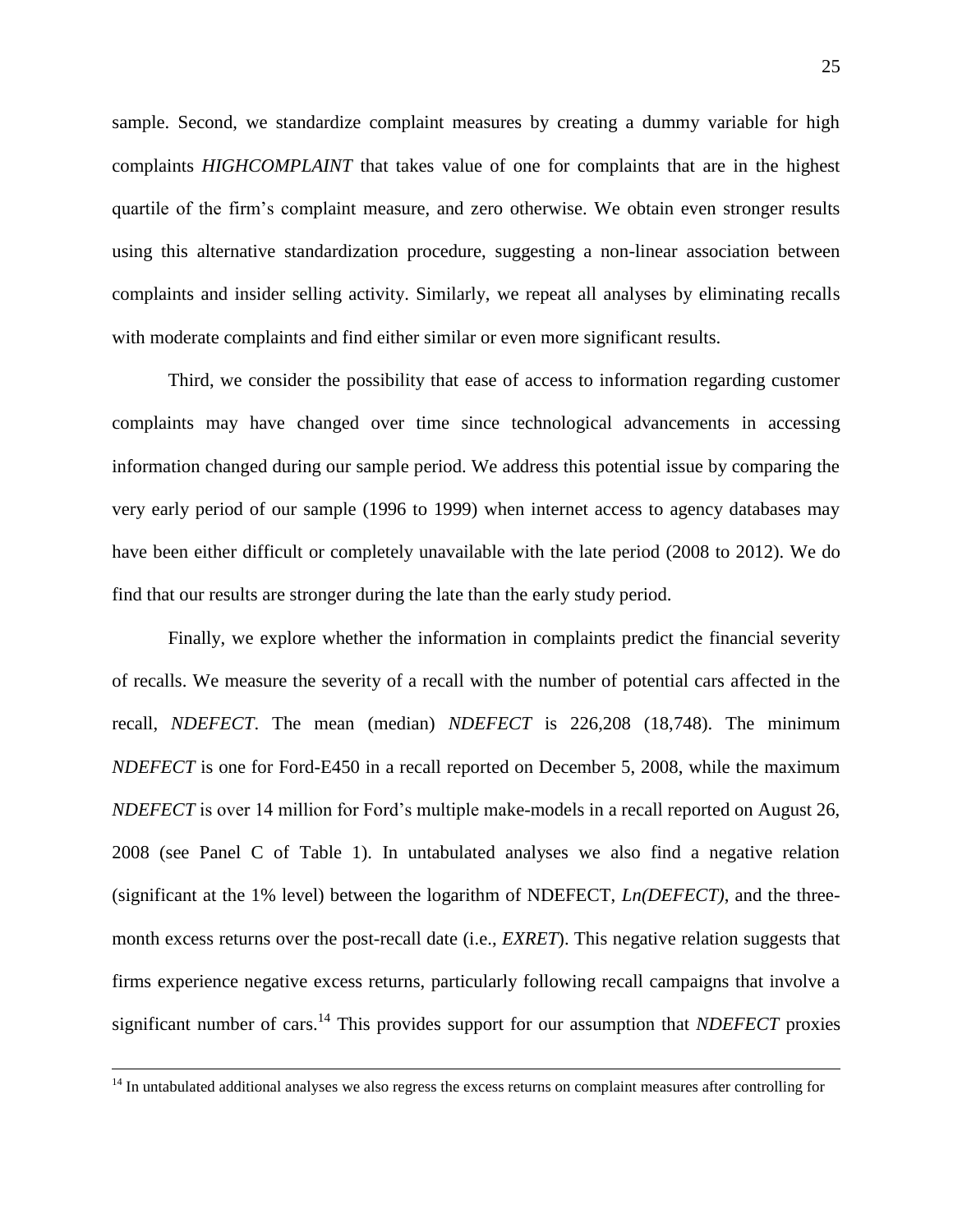sample. Second, we standardize complaint measures by creating a dummy variable for high complaints *HIGHCOMPLAINT* that takes value of one for complaints that are in the highest quartile of the firm's complaint measure, and zero otherwise. We obtain even stronger results using this alternative standardization procedure, suggesting a non-linear association between complaints and insider selling activity. Similarly, we repeat all analyses by eliminating recalls with moderate complaints and find either similar or even more significant results.

Third, we consider the possibility that ease of access to information regarding customer complaints may have changed over time since technological advancements in accessing information changed during our sample period. We address this potential issue by comparing the very early period of our sample (1996 to 1999) when internet access to agency databases may have been either difficult or completely unavailable with the late period (2008 to 2012). We do find that our results are stronger during the late than the early study period.

Finally, we explore whether the information in complaints predict the financial severity of recalls. We measure the severity of a recall with the number of potential cars affected in the recall, *NDEFECT*. The mean (median) *NDEFECT* is 226,208 (18,748). The minimum *NDEFECT* is one for Ford-E450 in a recall reported on December 5, 2008, while the maximum *NDEFECT* is over 14 million for Ford's multiple make-models in a recall reported on August 26, 2008 (see Panel C of Table 1). In untabulated analyses we also find a negative relation (significant at the 1% level) between the logarithm of NDEFECT, *Ln(DEFECT)*, and the three-month excess returns over the post-recall date (i.e., *EXRET*). This negative relation suggests that firms experience negative excess returns, particularly following recall campaigns that involve a significant number of cars.[14] This provides support for our assumption that *NDEFECT* proxies

---

[14] In untabulated additional analyses we also regress the excess returns on complaint measures after controlling for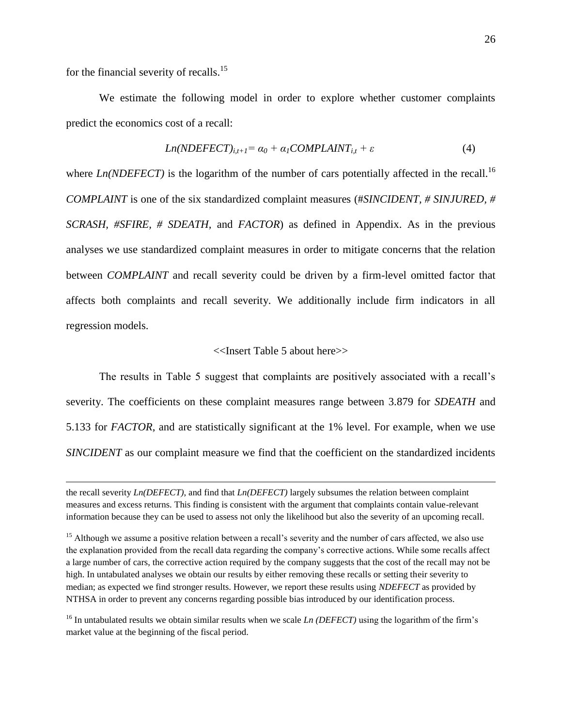for the financial severity of recalls.[15]

We estimate the following model in order to explore whether customer complaints predict the economics cost of a recall:

$$Ln(NDEFECT)_{i,t+1} = \alpha_0 + \alpha_1 COMPLAINT_{i,t} + \varepsilon \tag{4}$$

where *Ln(NDEFECT)* is the logarithm of the number of cars potentially affected in the recall.[16] *COMPLAINT* is one of the six standardized complaint measures (*#SINCIDENT*, *# SINJURED*, *# SCRASH*, *#SFIRE*, *# SDEATH*, and *FACTOR*) as defined in Appendix. As in the previous analyses we use standardized complaint measures in order to mitigate concerns that the relation between *COMPLAINT* and recall severity could be driven by a firm-level omitted factor that affects both complaints and recall severity. We additionally include firm indicators in all regression models.

<<Insert Table 5 about here>>

The results in Table 5 suggest that complaints are positively associated with a recall's severity. The coefficients on these complaint measures range between 3.879 for *SDEATH* and 5.133 for *FACTOR*, and are statistically significant at the 1% level. For example, when we use *SINCIDENT* as our complaint measure we find that the coefficient on the standardized incidents

---

the recall severity *Ln(DEFECT)*, and find that *Ln(DEFECT)* largely subsumes the relation between complaint measures and excess returns. This finding is consistent with the argument that complaints contain value-relevant information because they can be used to assess not only the likelihood but also the severity of an upcoming recall.

[15] Although we assume a positive relation between a recall's severity and the number of cars affected, we also use the explanation provided from the recall data regarding the company's corrective actions. While some recalls affect a large number of cars, the corrective action required by the company suggests that the cost of the recall may not be high. In untabulated analyses we obtain our results by either removing these recalls or setting their severity to median; as expected we find stronger results. However, we report these results using *NDEFECT* as provided by NTHSA in order to prevent any concerns regarding possible bias introduced by our identification process.

[16] In untabulated results we obtain similar results when we scale *Ln (DEFECT)* using the logarithm of the firm's market value at the beginning of the fiscal period.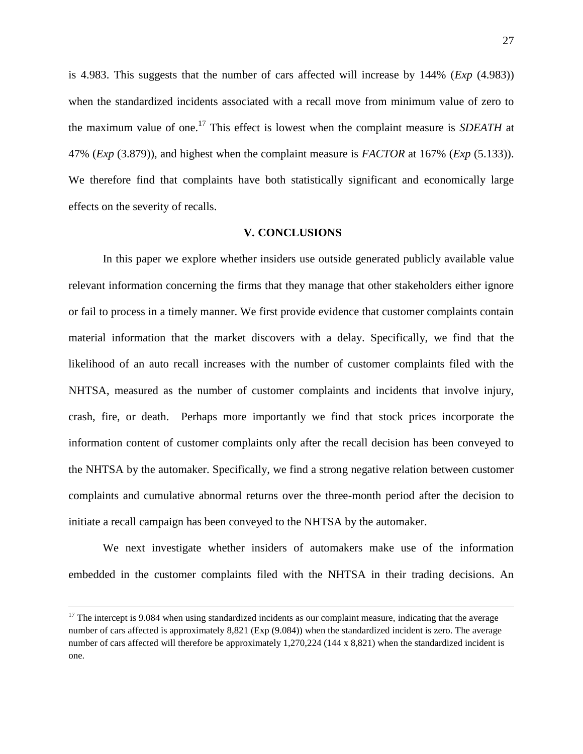is 4.983. This suggests that the number of cars affected will increase by 144% (*Exp* (4.983)) when the standardized incidents associated with a recall move from minimum value of zero to the maximum value of one.[17] This effect is lowest when the complaint measure is *SDEATH* at 47% (*Exp* (3.879)), and highest when the complaint measure is *FACTOR* at 167% (*Exp* (5.133)). We therefore find that complaints have both statistically significant and economically large effects on the severity of recalls.

## V. CONCLUSIONS

In this paper we explore whether insiders use outside generated publicly available value relevant information concerning the firms that they manage that other stakeholders either ignore or fail to process in a timely manner. We first provide evidence that customer complaints contain material information that the market discovers with a delay. Specifically, we find that the likelihood of an auto recall increases with the number of customer complaints filed with the NHTSA, measured as the number of customer complaints and incidents that involve injury, crash, fire, or death. Perhaps more importantly we find that stock prices incorporate the information content of customer complaints only after the recall decision has been conveyed to the NHTSA by the automaker. Specifically, we find a strong negative relation between customer complaints and cumulative abnormal returns over the three-month period after the decision to initiate a recall campaign has been conveyed to the NHTSA by the automaker.

We next investigate whether insiders of automakers make use of the information embedded in the customer complaints filed with the NHTSA in their trading decisions. An

---

[17] The intercept is 9.084 when using standardized incidents as our complaint measure, indicating that the average number of cars affected is approximately 8,821 (Exp (9.084)) when the standardized incident is zero. The average number of cars affected will therefore be approximately 1,270,224 (144 x 8,821) when the standardized incident is one.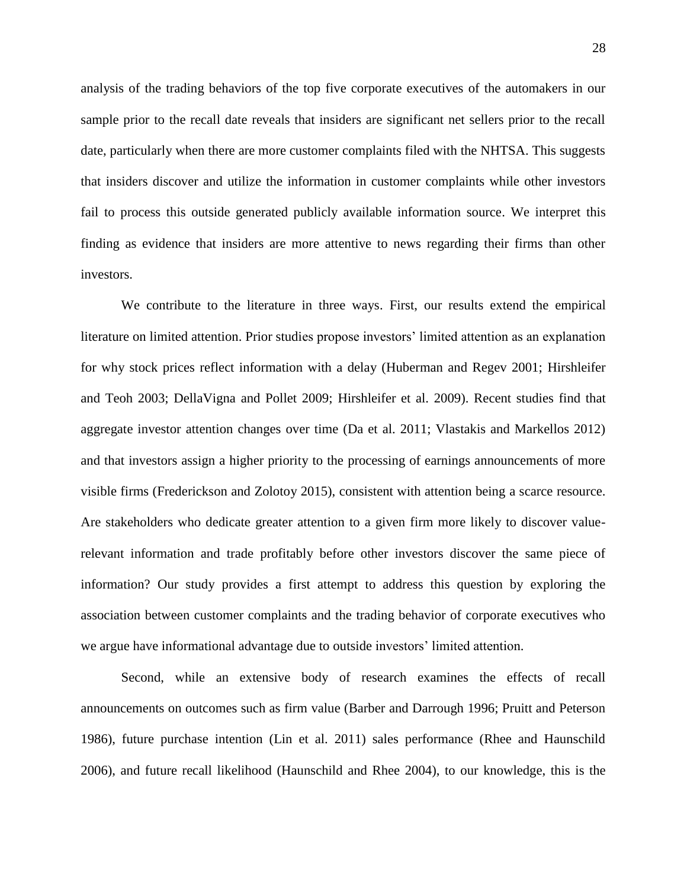analysis of the trading behaviors of the top five corporate executives of the automakers in our sample prior to the recall date reveals that insiders are significant net sellers prior to the recall date, particularly when there are more customer complaints filed with the NHTSA. This suggests that insiders discover and utilize the information in customer complaints while other investors fail to process this outside generated publicly available information source. We interpret this finding as evidence that insiders are more attentive to news regarding their firms than other investors.

We contribute to the literature in three ways. First, our results extend the empirical literature on limited attention. Prior studies propose investors' limited attention as an explanation for why stock prices reflect information with a delay (Huberman and Regev 2001; Hirshleifer and Teoh 2003; DellaVigna and Pollet 2009; Hirshleifer et al. 2009). Recent studies find that aggregate investor attention changes over time (Da et al. 2011; Vlastakis and Markellos 2012) and that investors assign a higher priority to the processing of earnings announcements of more visible firms (Frederickson and Zolotoy 2015), consistent with attention being a scarce resource. Are stakeholders who dedicate greater attention to a given firm more likely to discover value-relevant information and trade profitably before other investors discover the same piece of information? Our study provides a first attempt to address this question by exploring the association between customer complaints and the trading behavior of corporate executives who we argue have informational advantage due to outside investors' limited attention.

Second, while an extensive body of research examines the effects of recall announcements on outcomes such as firm value (Barber and Darrough 1996; Pruitt and Peterson 1986), future purchase intention (Lin et al. 2011) sales performance (Rhee and Haunschild 2006), and future recall likelihood (Haunschild and Rhee 2004), to our knowledge, this is the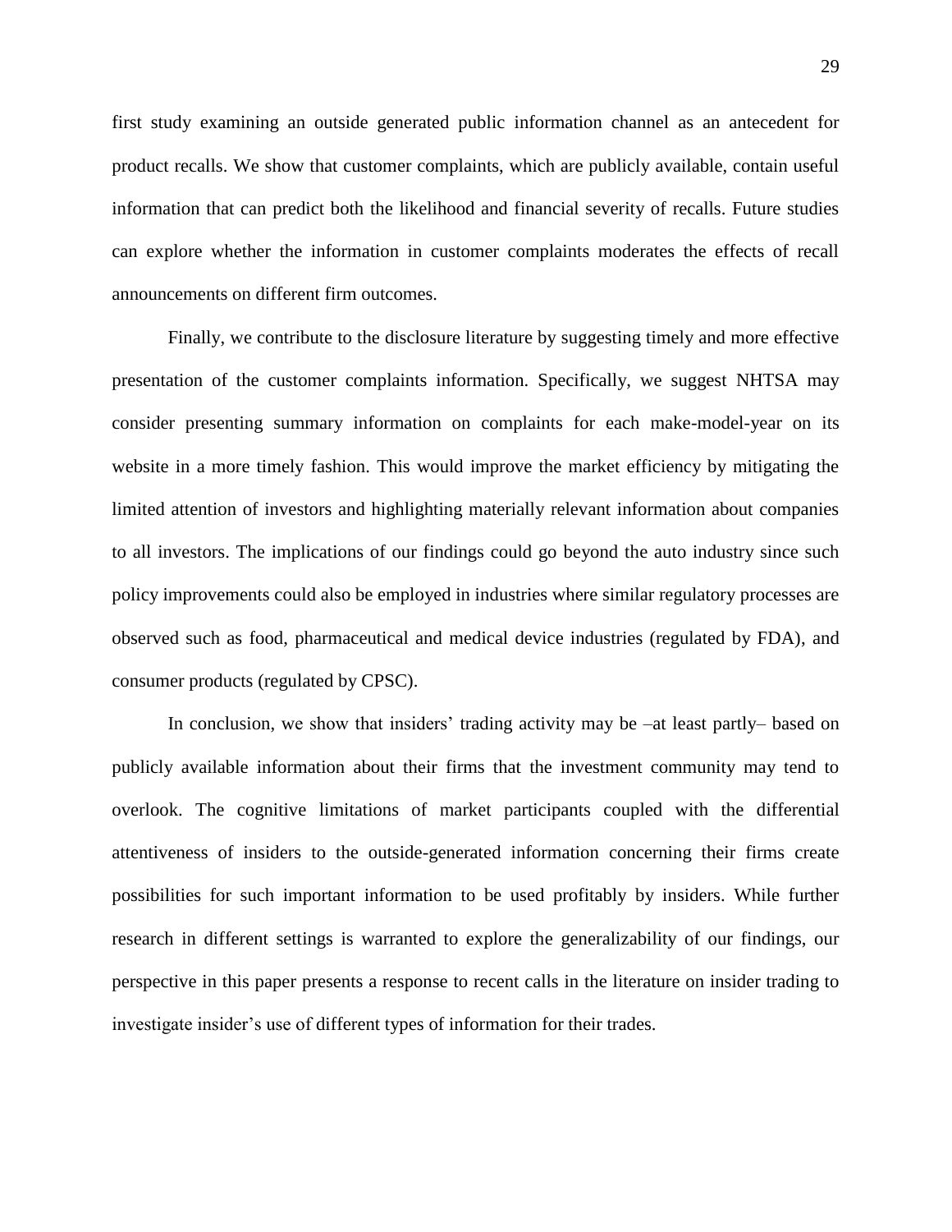first study examining an outside generated public information channel as an antecedent for product recalls. We show that customer complaints, which are publicly available, contain useful information that can predict both the likelihood and financial severity of recalls. Future studies can explore whether the information in customer complaints moderates the effects of recall announcements on different firm outcomes.

Finally, we contribute to the disclosure literature by suggesting timely and more effective presentation of the customer complaints information. Specifically, we suggest NHTSA may consider presenting summary information on complaints for each make-model-year on its website in a more timely fashion. This would improve the market efficiency by mitigating the limited attention of investors and highlighting materially relevant information about companies to all investors. The implications of our findings could go beyond the auto industry since such policy improvements could also be employed in industries where similar regulatory processes are observed such as food, pharmaceutical and medical device industries (regulated by FDA), and consumer products (regulated by CPSC).

In conclusion, we show that insiders' trading activity may be –at least partly– based on publicly available information about their firms that the investment community may tend to overlook. The cognitive limitations of market participants coupled with the differential attentiveness of insiders to the outside-generated information concerning their firms create possibilities for such important information to be used profitably by insiders. While further research in different settings is warranted to explore the generalizability of our findings, our perspective in this paper presents a response to recent calls in the literature on insider trading to investigate insider's use of different types of information for their trades.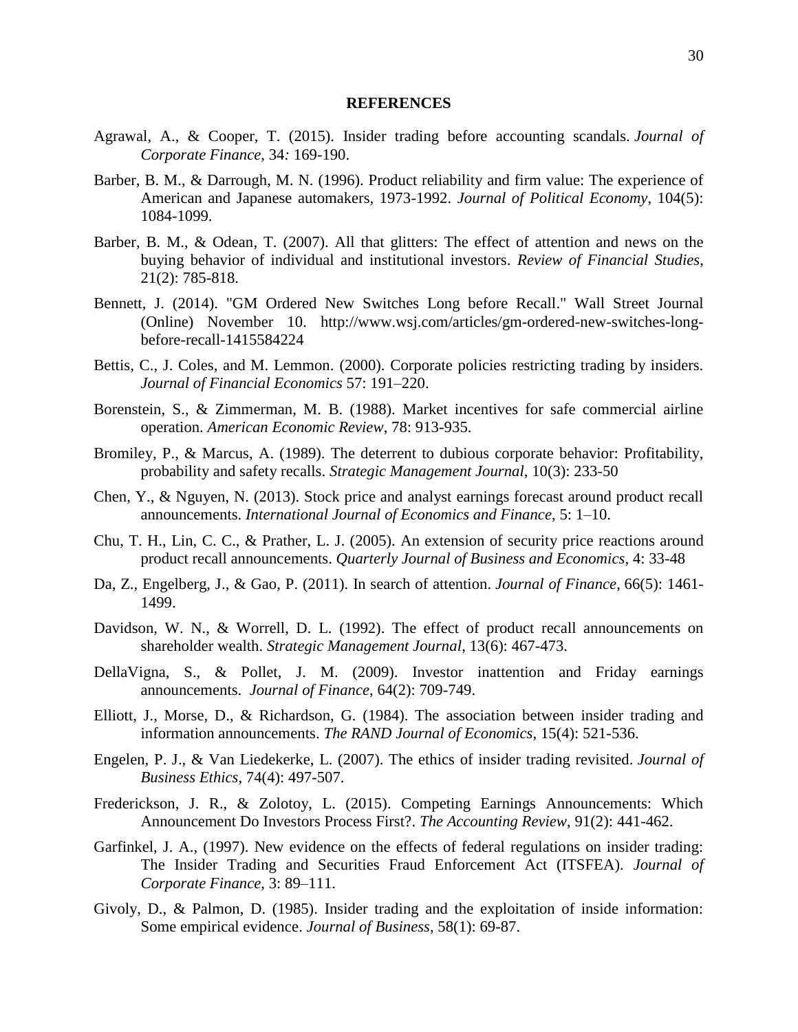## REFERENCES

Agrawal, A., & Cooper, T. (2015). Insider trading before accounting scandals. *Journal of Corporate Finance*, 34*:* 169-190.

Barber, B. M., & Darrough, M. N. (1996). Product reliability and firm value: The experience of American and Japanese automakers, 1973-1992. *Journal of Political Economy*, 104(5): 1084-1099.

Barber, B. M., & Odean, T. (2007). All that glitters: The effect of attention and news on the buying behavior of individual and institutional investors. *Review of Financial Studies*, 21(2): 785-818.

Bennett, J. (2014). "GM Ordered New Switches Long before Recall." Wall Street Journal (Online) November 10. http://www.wsj.com/articles/gm-ordered-new-switches-long-before-recall-1415584224

Bettis, C., J. Coles, and M. Lemmon. (2000). Corporate policies restricting trading by insiders. *Journal of Financial Economics* 57: 191–220.

Borenstein, S., & Zimmerman, M. B. (1988). Market incentives for safe commercial airline operation. *American Economic Review*, 78: 913-935.

Bromiley, P., & Marcus, A. (1989). The deterrent to dubious corporate behavior: Profitability, probability and safety recalls. *Strategic Management Journal*, 10(3): 233-50

Chen, Y., & Nguyen, N. (2013). Stock price and analyst earnings forecast around product recall announcements. *International Journal of Economics and Finance*, 5: 1–10.

Chu, T. H., Lin, C. C., & Prather, L. J. (2005). An extension of security price reactions around product recall announcements. *Quarterly Journal of Business and Economics*, 4: 33-48

Da, Z., Engelberg, J., & Gao, P. (2011). In search of attention. *Journal of Finance*, 66(5): 1461-1499.

Davidson, W. N., & Worrell, D. L. (1992). The effect of product recall announcements on shareholder wealth. *Strategic Management Journal*, 13(6): 467-473.

DellaVigna, S., & Pollet, J. M. (2009). Investor inattention and Friday earnings announcements. *Journal of Finance*, 64(2): 709-749.

Elliott, J., Morse, D., & Richardson, G. (1984). The association between insider trading and information announcements. *The RAND Journal of Economics*, 15(4): 521-536.

Engelen, P. J., & Van Liedekerke, L. (2007). The ethics of insider trading revisited. *Journal of Business Ethics*, 74(4): 497-507.

Frederickson, J. R., & Zolotoy, L. (2015). Competing Earnings Announcements: Which Announcement Do Investors Process First?. *The Accounting Review*, 91(2): 441-462.

Garfinkel, J. A., (1997). New evidence on the effects of federal regulations on insider trading: The Insider Trading and Securities Fraud Enforcement Act (ITSFEA). *Journal of Corporate Finance,* 3: 89–111.

Givoly, D., & Palmon, D. (1985). Insider trading and the exploitation of inside information: Some empirical evidence. *Journal of Business*, 58(1): 69-87.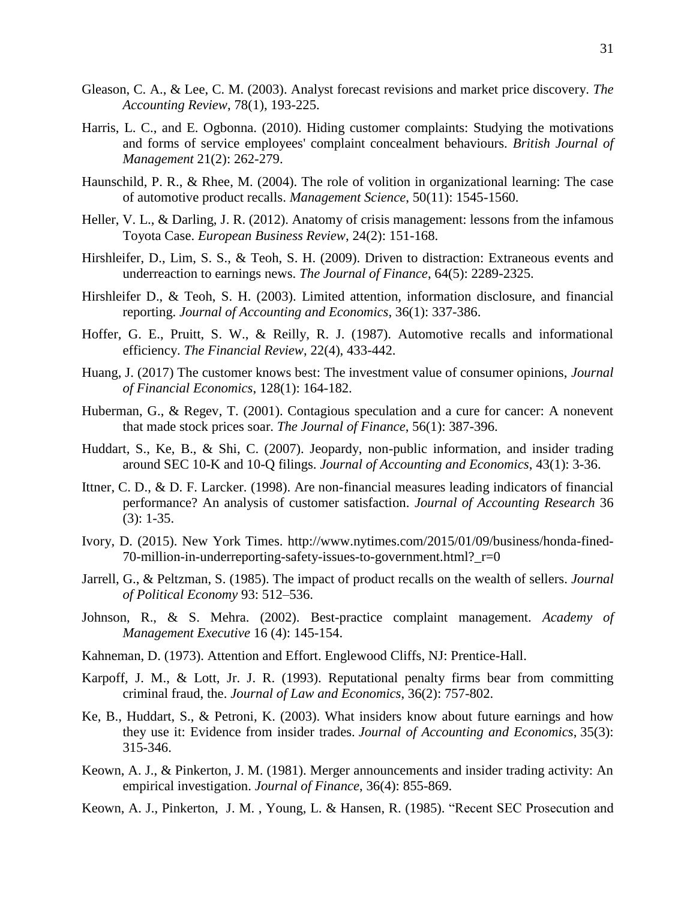Gleason, C. A., & Lee, C. M. (2003). Analyst forecast revisions and market price discovery. *The Accounting Review*, 78(1), 193-225.

Harris, L. C., and E. Ogbonna. (2010). Hiding customer complaints: Studying the motivations and forms of service employees' complaint concealment behaviours. *British Journal of Management* 21(2): 262-279.

Haunschild, P. R., & Rhee, M. (2004). The role of volition in organizational learning: The case of automotive product recalls. *Management Science*, 50(11): 1545-1560.

Heller, V. L., & Darling, J. R. (2012). Anatomy of crisis management: lessons from the infamous Toyota Case. *European Business Review*, 24(2): 151-168.

Hirshleifer, D., Lim, S. S., & Teoh, S. H. (2009). Driven to distraction: Extraneous events and underreaction to earnings news. *The Journal of Finance*, 64(5): 2289-2325.

Hirshleifer D., & Teoh, S. H. (2003). Limited attention, information disclosure, and financial reporting. *Journal of Accounting and Economics*, 36(1): 337-386.

Hoffer, G. E., Pruitt, S. W., & Reilly, R. J. (1987). Automotive recalls and informational efficiency. *The Financial Review*, 22(4), 433-442.

Huang, J. (2017) The customer knows best: The investment value of consumer opinions, *Journal of Financial Economics*, 128(1): 164-182.

Huberman, G., & Regev, T. (2001). Contagious speculation and a cure for cancer: A nonevent that made stock prices soar. *The Journal of Finance*, 56(1): 387-396.

Huddart, S., Ke, B., & Shi, C. (2007). Jeopardy, non-public information, and insider trading around SEC 10-K and 10-Q filings. *Journal of Accounting and Economics*, 43(1): 3-36.

Ittner, C. D., & D. F. Larcker. (1998). Are non-financial measures leading indicators of financial performance? An analysis of customer satisfaction. *Journal of Accounting Research* 36 (3): 1-35.

Ivory, D. (2015). New York Times. http://www.nytimes.com/2015/01/09/business/honda-fined-70-million-in-underreporting-safety-issues-to-government.html?_r=0

Jarrell, G., & Peltzman, S. (1985). The impact of product recalls on the wealth of sellers. *Journal of Political Economy* 93: 512–536.

Johnson, R., & S. Mehra. (2002). Best-practice complaint management. *Academy of Management Executive* 16 (4): 145-154.

Kahneman, D. (1973). Attention and Effort. Englewood Cliffs, NJ: Prentice-Hall.

Karpoff, J. M., & Lott, Jr. J. R. (1993). Reputational penalty firms bear from committing criminal fraud, the. *Journal of Law and Economics*, 36(2): 757-802.

Ke, B., Huddart, S., & Petroni, K. (2003). What insiders know about future earnings and how they use it: Evidence from insider trades. *Journal of Accounting and Economics*, 35(3): 315-346.

Keown, A. J., & Pinkerton, J. M. (1981). Merger announcements and insider trading activity: An empirical investigation. *Journal of Finance*, 36(4): 855-869.

Keown, A. J., Pinkerton, J. M. , Young, L. & Hansen, R. (1985). "Recent SEC Prosecution and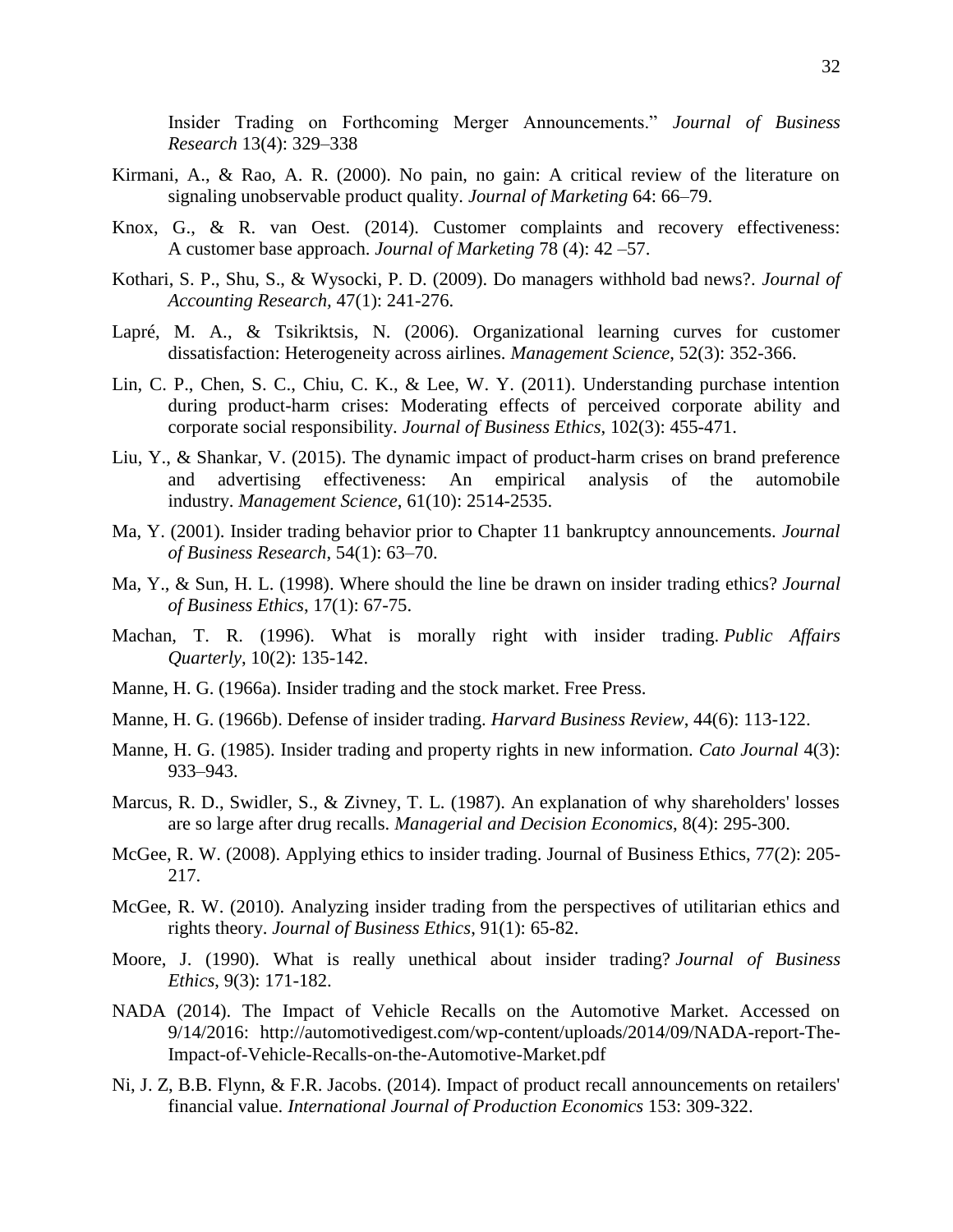Insider Trading on Forthcoming Merger Announcements." *Journal of Business Research* 13(4): 329–338

Kirmani, A., & Rao, A. R. (2000). No pain, no gain: A critical review of the literature on signaling unobservable product quality. *Journal of Marketing* 64: 66–79.

Knox, G., & R. van Oest. (2014). Customer complaints and recovery effectiveness: A customer base approach. *Journal of Marketing* 78 (4): 42 –57.

Kothari, S. P., Shu, S., & Wysocki, P. D. (2009). Do managers withhold bad news?. *Journal of Accounting Research*, 47(1): 241-276.

Lapré, M. A., & Tsikriktsis, N. (2006). Organizational learning curves for customer dissatisfaction: Heterogeneity across airlines. *Management Science*, 52(3): 352-366.

Lin, C. P., Chen, S. C., Chiu, C. K., & Lee, W. Y. (2011). Understanding purchase intention during product-harm crises: Moderating effects of perceived corporate ability and corporate social responsibility. *Journal of Business Ethics*, 102(3): 455-471.

Liu, Y., & Shankar, V. (2015). The dynamic impact of product-harm crises on brand preference and advertising effectiveness: An empirical analysis of the automobile industry. *Management Science*, 61(10): 2514-2535.

Ma, Y. (2001). Insider trading behavior prior to Chapter 11 bankruptcy announcements. *Journal of Business Research*, 54(1): 63–70.

Ma, Y., & Sun, H. L. (1998). Where should the line be drawn on insider trading ethics? *Journal of Business Ethics*, 17(1): 67-75.

Machan, T. R. (1996). What is morally right with insider trading. *Public Affairs Quarterly*, 10(2): 135-142.

Manne, H. G. (1966a). Insider trading and the stock market. Free Press.

Manne, H. G. (1966b). Defense of insider trading. *Harvard Business Review*, 44(6): 113-122.

Manne, H. G. (1985). Insider trading and property rights in new information. *Cato Journal* 4(3): 933–943.

Marcus, R. D., Swidler, S., & Zivney, T. L. (1987). An explanation of why shareholders' losses are so large after drug recalls. *Managerial and Decision Economics*, 8(4): 295-300.

McGee, R. W. (2008). Applying ethics to insider trading. Journal of Business Ethics, 77(2): 205-217.

McGee, R. W. (2010). Analyzing insider trading from the perspectives of utilitarian ethics and rights theory. *Journal of Business Ethics*, 91(1): 65-82.

Moore, J. (1990). What is really unethical about insider trading? *Journal of Business Ethics*, 9(3): 171-182.

NADA (2014). The Impact of Vehicle Recalls on the Automotive Market. Accessed on 9/14/2016: http://automotivedigest.com/wp-content/uploads/2014/09/NADA-report-The-Impact-of-Vehicle-Recalls-on-the-Automotive-Market.pdf

Ni, J. Z, B.B. Flynn, & F.R. Jacobs. (2014). Impact of product recall announcements on retailers' financial value. *International Journal of Production Economics* 153: 309-322.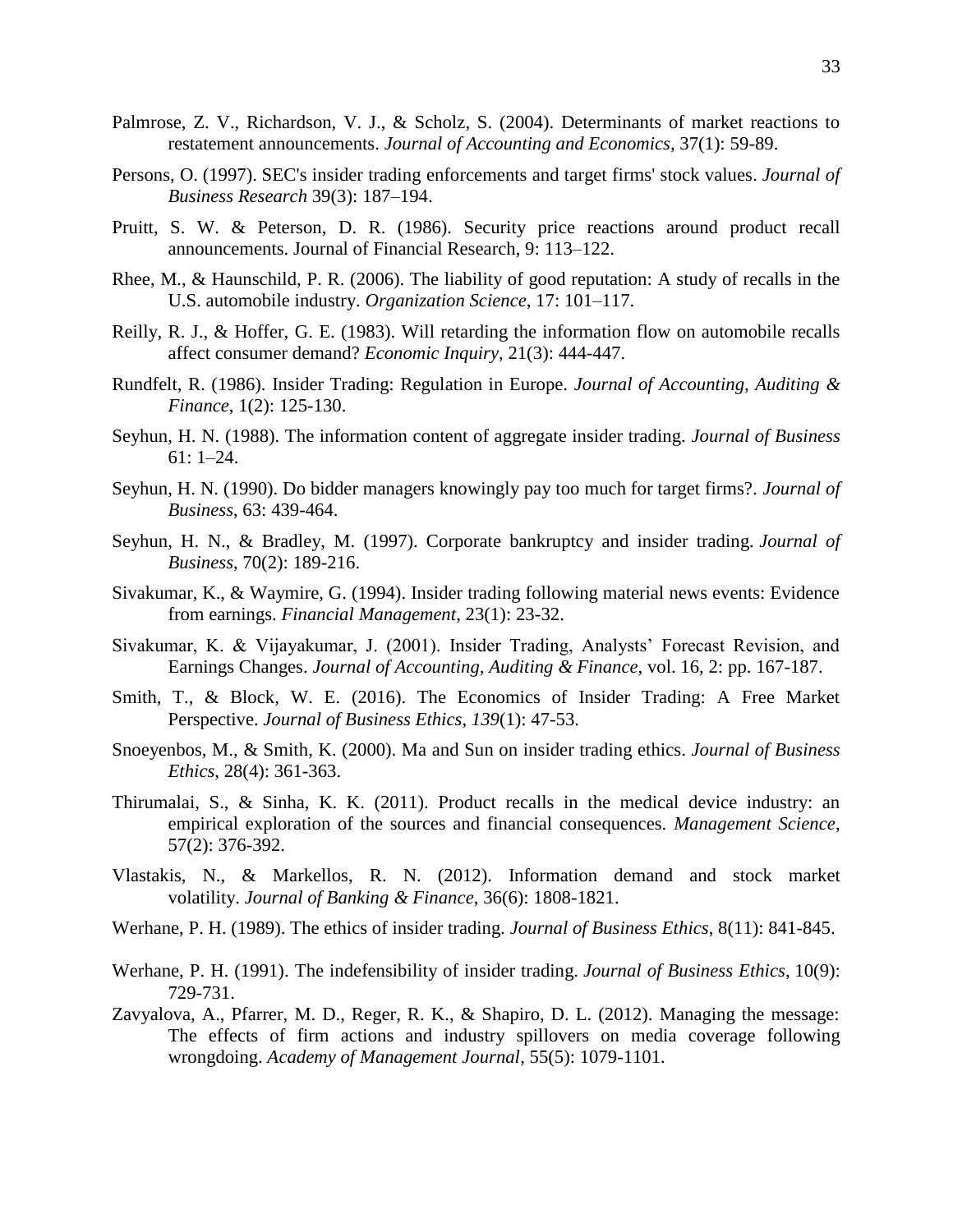Palmrose, Z. V., Richardson, V. J., & Scholz, S. (2004). Determinants of market reactions to restatement announcements. *Journal of Accounting and Economics*, 37(1): 59-89.

Persons, O. (1997). SEC's insider trading enforcements and target firms' stock values. *Journal of Business Research* 39(3): 187–194.

Pruitt, S. W. & Peterson, D. R. (1986). Security price reactions around product recall announcements. Journal of Financial Research, 9: 113–122.

Rhee, M., & Haunschild, P. R. (2006). The liability of good reputation: A study of recalls in the U.S. automobile industry. *Organization Science*, 17: 101–117.

Reilly, R. J., & Hoffer, G. E. (1983). Will retarding the information flow on automobile recalls affect consumer demand? *Economic Inquiry*, 21(3): 444-447.

Rundfelt, R. (1986). Insider Trading: Regulation in Europe. *Journal of Accounting, Auditing & Finance*, 1(2): 125-130.

Seyhun, H. N. (1988). The information content of aggregate insider trading. *Journal of Business* 61: 1–24.

Seyhun, H. N. (1990). Do bidder managers knowingly pay too much for target firms?. *Journal of Business*, 63: 439-464.

Seyhun, H. N., & Bradley, M. (1997). Corporate bankruptcy and insider trading. *Journal of Business*, 70(2): 189-216.

Sivakumar, K., & Waymire, G. (1994). Insider trading following material news events: Evidence from earnings. *Financial Management*, 23(1): 23-32.

Sivakumar, K. & Vijayakumar, J. (2001). Insider Trading, Analysts' Forecast Revision, and Earnings Changes. *Journal of Accounting, Auditing & Finance*, vol. 16, 2: pp. 167-187.

Smith, T., & Block, W. E. (2016). The Economics of Insider Trading: A Free Market Perspective. *Journal of Business Ethics*, *139*(1): 47-53.

Snoeyenbos, M., & Smith, K. (2000). Ma and Sun on insider trading ethics. *Journal of Business Ethics*, 28(4): 361-363.

Thirumalai, S., & Sinha, K. K. (2011). Product recalls in the medical device industry: an empirical exploration of the sources and financial consequences. *Management Science*, 57(2): 376-392.

Vlastakis, N., & Markellos, R. N. (2012). Information demand and stock market volatility. *Journal of Banking & Finance*, 36(6): 1808-1821.

Werhane, P. H. (1989). The ethics of insider trading. *Journal of Business Ethics*, 8(11): 841-845.

Werhane, P. H. (1991). The indefensibility of insider trading. *Journal of Business Ethics*, 10(9): 729-731.

Zavyalova, A., Pfarrer, M. D., Reger, R. K., & Shapiro, D. L. (2012). Managing the message: The effects of firm actions and industry spillovers on media coverage following wrongdoing. *Academy of Management Journal*, 55(5): 1079-1101.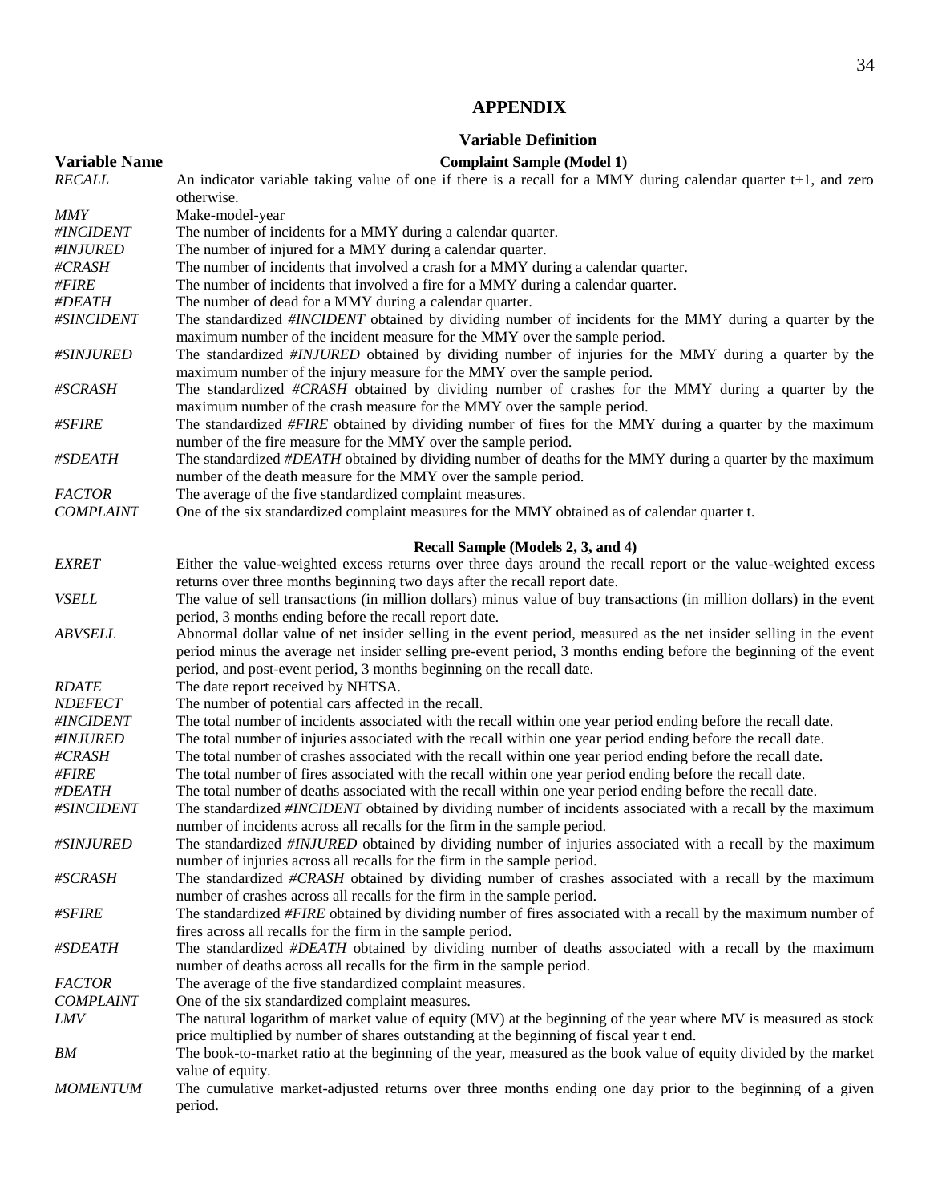## APPENDIX

### Variable Definition

| Variable Name | Complaint Sample (Model 1) |
|---|---|
| *RECALL* | An indicator variable taking value of one if there is a recall for a MMY during calendar quarter t+1, and zero otherwise. |
| *MMY* | Make-model-year |
| *#INCIDENT* | The number of incidents for a MMY during a calendar quarter. |
| *#INJURED* | The number of injured for a MMY during a calendar quarter. |
| *#CRASH* | The number of incidents that involved a crash for a MMY during a calendar quarter. |
| *#FIRE* | The number of incidents that involved a fire for a MMY during a calendar quarter. |
| *#DEATH* | The number of dead for a MMY during a calendar quarter. |
| *#SINCIDENT* | The standardized *#INCIDENT* obtained by dividing number of incidents for the MMY during a quarter by the maximum number of the incident measure for the MMY over the sample period. |
| *#SINJURED* | The standardized *#INJURED* obtained by dividing number of injuries for the MMY during a quarter by the maximum number of the injury measure for the MMY over the sample period. |
| *#SCRASH* | The standardized *#CRASH* obtained by dividing number of crashes for the MMY during a quarter by the maximum number of the crash measure for the MMY over the sample period. |
| *#SFIRE* | The standardized *#FIRE* obtained by dividing number of fires for the MMY during a quarter by the maximum number of the fire measure for the MMY over the sample period. |
| *#SDEATH* | The standardized *#DEATH* obtained by dividing number of deaths for the MMY during a quarter by the maximum number of the death measure for the MMY over the sample period. |
| *FACTOR* | The average of the five standardized complaint measures. |
| *COMPLAINT* | One of the six standardized complaint measures for the MMY obtained as of calendar quarter t. |
| | **Recall Sample (Models 2, 3, and 4)** |
| *EXRET* | Either the value-weighted excess returns over three days around the recall report or the value-weighted excess returns over three months beginning two days after the recall report date. |
| *VSELL* | The value of sell transactions (in million dollars) minus value of buy transactions (in million dollars) in the event period, 3 months ending before the recall report date. |
| *ABVSELL* | Abnormal dollar value of net insider selling in the event period, measured as the net insider selling in the event period minus the average net insider selling pre-event period, 3 months ending before the beginning of the event period, and post-event period, 3 months beginning on the recall date. |
| *RDATE* | The date report received by NHTSA. |
| *NDEFECT* | The number of potential cars affected in the recall. |
| *#INCIDENT* | The total number of incidents associated with the recall within one year period ending before the recall date. |
| *#INJURED* | The total number of injuries associated with the recall within one year period ending before the recall date. |
| *#CRASH* | The total number of crashes associated with the recall within one year period ending before the recall date. |
| *#FIRE* | The total number of fires associated with the recall within one year period ending before the recall date. |
| *#DEATH* | The total number of deaths associated with the recall within one year period ending before the recall date. |
| *#SINCIDENT* | The standardized *#INCIDENT* obtained by dividing number of incidents associated with a recall by the maximum number of incidents across all recalls for the firm in the sample period. |
| *#SINJURED* | The standardized *#INJURED* obtained by dividing number of injuries associated with a recall by the maximum number of injuries across all recalls for the firm in the sample period. |
| *#SCRASH* | The standardized *#CRASH* obtained by dividing number of crashes associated with a recall by the maximum number of crashes across all recalls for the firm in the sample period. |
| *#SFIRE* | The standardized *#FIRE* obtained by dividing number of fires associated with a recall by the maximum number of fires across all recalls for the firm in the sample period. |
| *#SDEATH* | The standardized *#DEATH* obtained by dividing number of deaths associated with a recall by the maximum number of deaths across all recalls for the firm in the sample period. |
| *FACTOR* | The average of the five standardized complaint measures. |
| *COMPLAINT* | One of the six standardized complaint measures. |
| *LMV* | The natural logarithm of market value of equity (MV) at the beginning of the year where MV is measured as stock price multiplied by number of shares outstanding at the beginning of fiscal year t end. |
| *BM* | The book-to-market ratio at the beginning of the year, measured as the book value of equity divided by the market value of equity. |
| *MOMENTUM* | The cumulative market-adjusted returns over three months ending one day prior to the beginning of a given period. |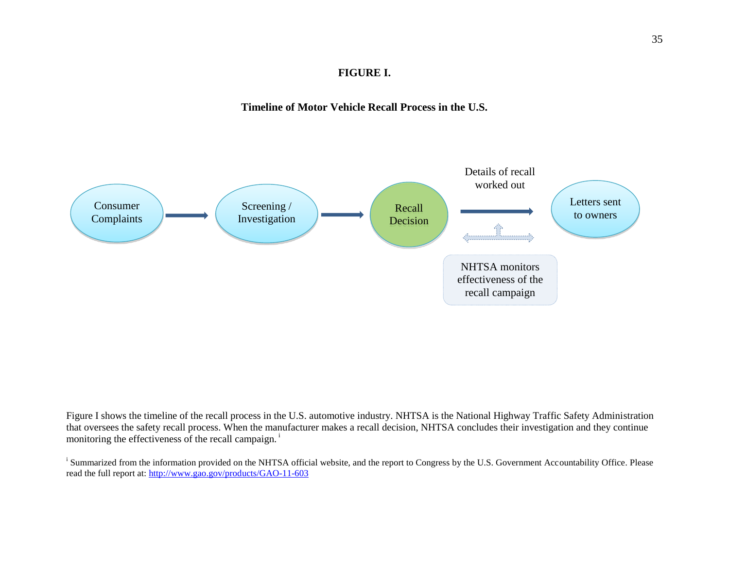**FIGURE I.**

**Timeline of Motor Vehicle Recall Process in the U.S.**

Consumer Complaints → Screening / Investigation → Recall Decision → Details of recall worked out → Letters sent to owners

NHTSA monitors effectiveness of the recall campaign

Figure I shows the timeline of the recall process in the U.S. automotive industry. NHTSA is the National Highway Traffic Safety Administration that oversees the safety recall process. When the manufacturer makes a recall decision, NHTSA concludes their investigation and they continue monitoring the effectiveness of the recall campaign. [i]

[i] Summarized from the information provided on the NHTSA official website, and the report to Congress by the U.S. Government Accountability Office. Please read the full report at: http://www.gao.gov/products/GAO-11-603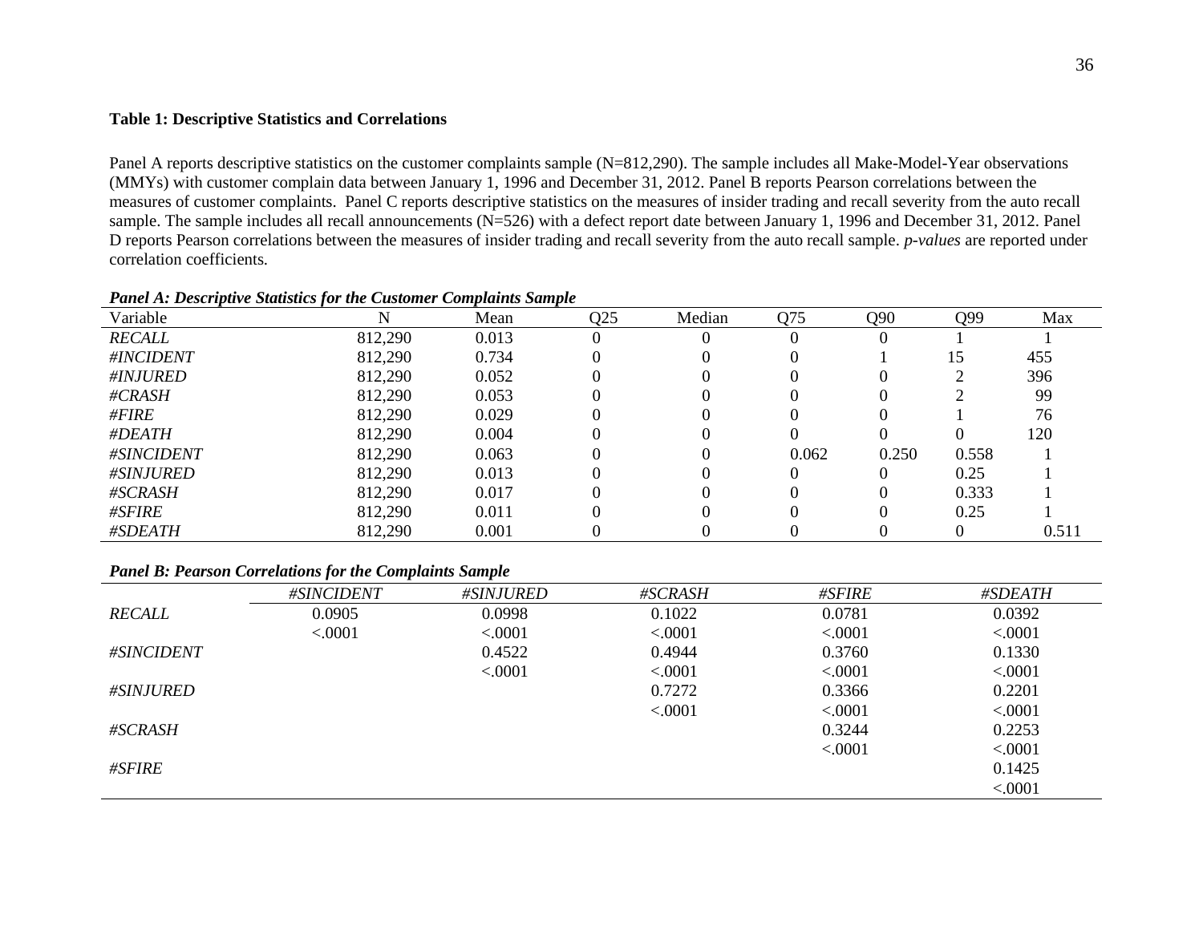**Table 1: Descriptive Statistics and Correlations**

Panel A reports descriptive statistics on the customer complaints sample (N=812,290). The sample includes all Make-Model-Year observations (MMYs) with customer complain data between January 1, 1996 and December 31, 2012. Panel B reports Pearson correlations between the measures of customer complaints. Panel C reports descriptive statistics on the measures of insider trading and recall severity from the auto recall sample. The sample includes all recall announcements (N=526) with a defect report date between January 1, 1996 and December 31, 2012. Panel D reports Pearson correlations between the measures of insider trading and recall severity from the auto recall sample. *p-values* are reported under correlation coefficients.

***Panel A: Descriptive Statistics for the Customer Complaints Sample***

| Variable | N | Mean | Q25 | Median | Q75 | Q90 | Q99 | Max |
|---|---|---|---|---|---|---|---|---|
| *RECALL* | 812,290 | 0.013 | 0 | 0 | 0 | 0 | 1 | 1 |
| *#INCIDENT* | 812,290 | 0.734 | 0 | 0 | 0 | 1 | 15 | 455 |
| *#INJURED* | 812,290 | 0.052 | 0 | 0 | 0 | 0 | 2 | 396 |
| *#CRASH* | 812,290 | 0.053 | 0 | 0 | 0 | 0 | 2 | 99 |
| *#FIRE* | 812,290 | 0.029 | 0 | 0 | 0 | 0 | 1 | 76 |
| *#DEATH* | 812,290 | 0.004 | 0 | 0 | 0 | 0 | 0 | 120 |
| *#SINCIDENT* | 812,290 | 0.063 | 0 | 0 | 0.062 | 0.250 | 0.558 | 1 |
| *#SINJURED* | 812,290 | 0.013 | 0 | 0 | 0 | 0 | 0.25 | 1 |
| *#SCRASH* | 812,290 | 0.017 | 0 | 0 | 0 | 0 | 0.333 | 1 |
| *#SFIRE* | 812,290 | 0.011 | 0 | 0 | 0 | 0 | 0.25 | 1 |
| *#SDEATH* | 812,290 | 0.001 | 0 | 0 | 0 | 0 | 0 | 0.511 |

***Panel B: Pearson Correlations for the Complaints Sample***

| | *#SINCIDENT* | *#SINJURED* | *#SCRASH* | *#SFIRE* | *#SDEATH* |
|---|---|---|---|---|---|
| *RECALL* | 0.0905 | 0.0998 | 0.1022 | 0.0781 | 0.0392 |
| | <.0001 | <.0001 | <.0001 | <.0001 | <.0001 |
| *#SINCIDENT* | | 0.4522 | 0.4944 | 0.3760 | 0.1330 |
| | | <.0001 | <.0001 | <.0001 | <.0001 |
| *#SINJURED* | | | 0.7272 | 0.3366 | 0.2201 |
| | | | <.0001 | <.0001 | <.0001 |
| *#SCRASH* | | | | 0.3244 | 0.2253 |
| | | | | <.0001 | <.0001 |
| *#SFIRE* | | | | | 0.1425 |
| | | | | | <.0001 |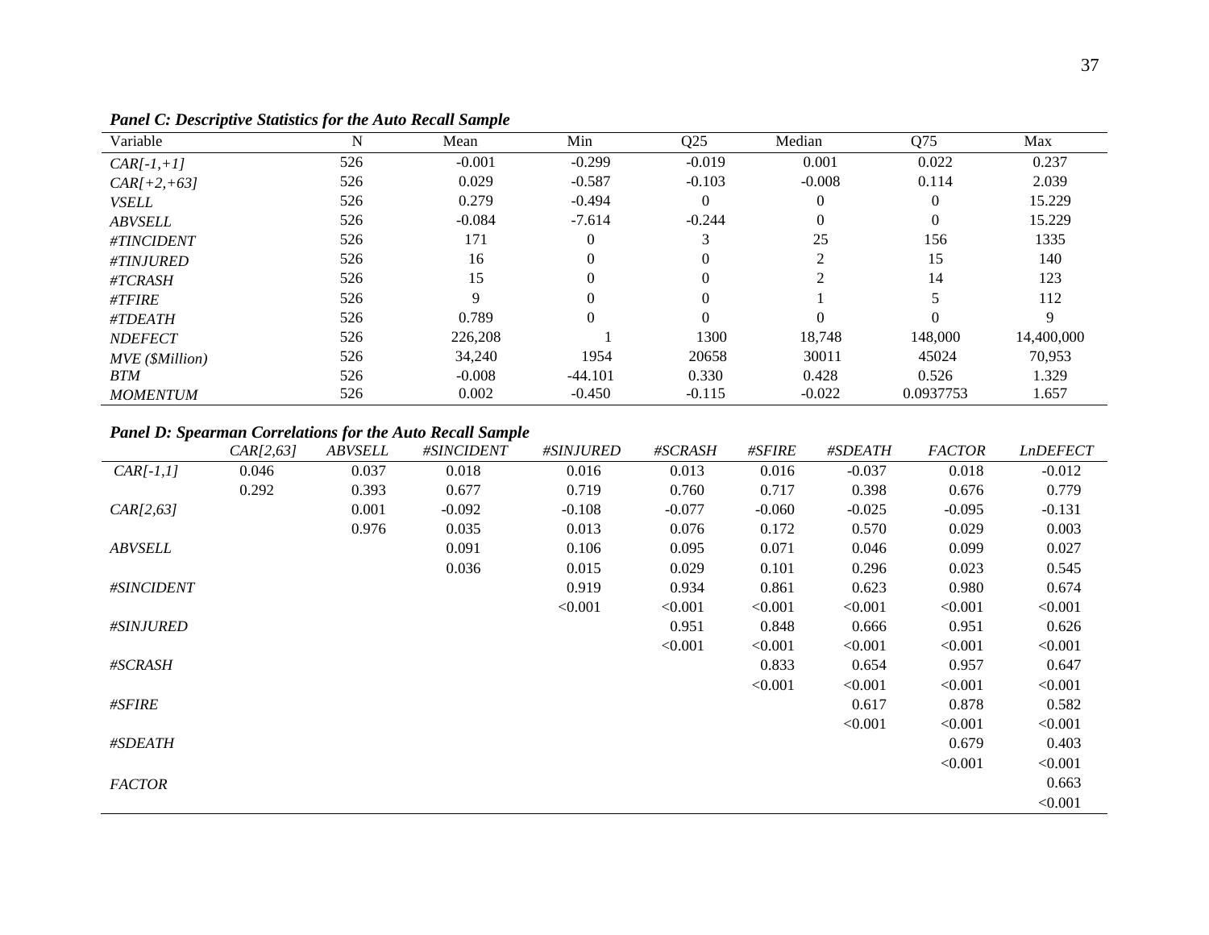***Panel C: Descriptive Statistics for the Auto Recall Sample***

| Variable | N | Mean | Min | Q25 | Median | Q75 | Max |
|---|---|---|---|---|---|---|---|
| *CAR[-1,+1]* | 526 | -0.001 | -0.299 | -0.019 | 0.001 | 0.022 | 0.237 |
| *CAR[+2,+63]* | 526 | 0.029 | -0.587 | -0.103 | -0.008 | 0.114 | 2.039 |
| *VSELL* | 526 | 0.279 | -0.494 | 0 | 0 | 0 | 15.229 |
| *ABVSELL* | 526 | -0.084 | -7.614 | -0.244 | 0 | 0 | 15.229 |
| *#TINCIDENT* | 526 | 171 | 0 | 3 | 25 | 156 | 1335 |
| *#TINJURED* | 526 | 16 | 0 | 0 | 2 | 15 | 140 |
| *#TCRASH* | 526 | 15 | 0 | 0 | 2 | 14 | 123 |
| *#TFIRE* | 526 | 9 | 0 | 0 | 1 | 5 | 112 |
| *#TDEATH* | 526 | 0.789 | 0 | 0 | 0 | 0 | 9 |
| *NDEFECT* | 526 | 226,208 | 1 | 1300 | 18,748 | 148,000 | 14,400,000 |
| *MVE ($Million)* | 526 | 34,240 | 1954 | 20658 | 30011 | 45024 | 70,953 |
| *BTM* | 526 | -0.008 | -44.101 | 0.330 | 0.428 | 0.526 | 1.329 |
| *MOMENTUM* | 526 | 0.002 | -0.450 | -0.115 | -0.022 | 0.0937753 | 1.657 |

***Panel D: Spearman Correlations for the Auto Recall Sample***

| | *CAR[2,63]* | *ABVSELL* | *#SINCIDENT* | *#SINJURED* | *#SCRASH* | *#SFIRE* | *#SDEATH* | *FACTOR* | *LnDEFECT* |
|---|---|---|---|---|---|---|---|---|---|
| *CAR[-1,1]* | 0.046 | 0.037 | 0.018 | 0.016 | 0.013 | 0.016 | -0.037 | 0.018 | -0.012 |
| | 0.292 | 0.393 | 0.677 | 0.719 | 0.760 | 0.717 | 0.398 | 0.676 | 0.779 |
| *CAR[2,63]* | | 0.001 | -0.092 | -0.108 | -0.077 | -0.060 | -0.025 | -0.095 | -0.131 |
| | | 0.976 | 0.035 | 0.013 | 0.076 | 0.172 | 0.570 | 0.029 | 0.003 |
| *ABVSELL* | | | 0.091 | 0.106 | 0.095 | 0.071 | 0.046 | 0.099 | 0.027 |
| | | | 0.036 | 0.015 | 0.029 | 0.101 | 0.296 | 0.023 | 0.545 |
| *#SINCIDENT* | | | | 0.919 | 0.934 | 0.861 | 0.623 | 0.980 | 0.674 |
| | | | | <0.001 | <0.001 | <0.001 | <0.001 | <0.001 | <0.001 |
| *#SINJURED* | | | | | 0.951 | 0.848 | 0.666 | 0.951 | 0.626 |
| | | | | | <0.001 | <0.001 | <0.001 | <0.001 | <0.001 |
| *#SCRASH* | | | | | | 0.833 | 0.654 | 0.957 | 0.647 |
| | | | | | | <0.001 | <0.001 | <0.001 | <0.001 |
| *#SFIRE* | | | | | | | 0.617 | 0.878 | 0.582 |
| | | | | | | | <0.001 | <0.001 | <0.001 |
| *#SDEATH* | | | | | | | | 0.679 | 0.403 |
| | | | | | | | | <0.001 | <0.001 |
| *FACTOR* | | | | | | | | | 0.663 |
| | | | | | | | | | <0.001 |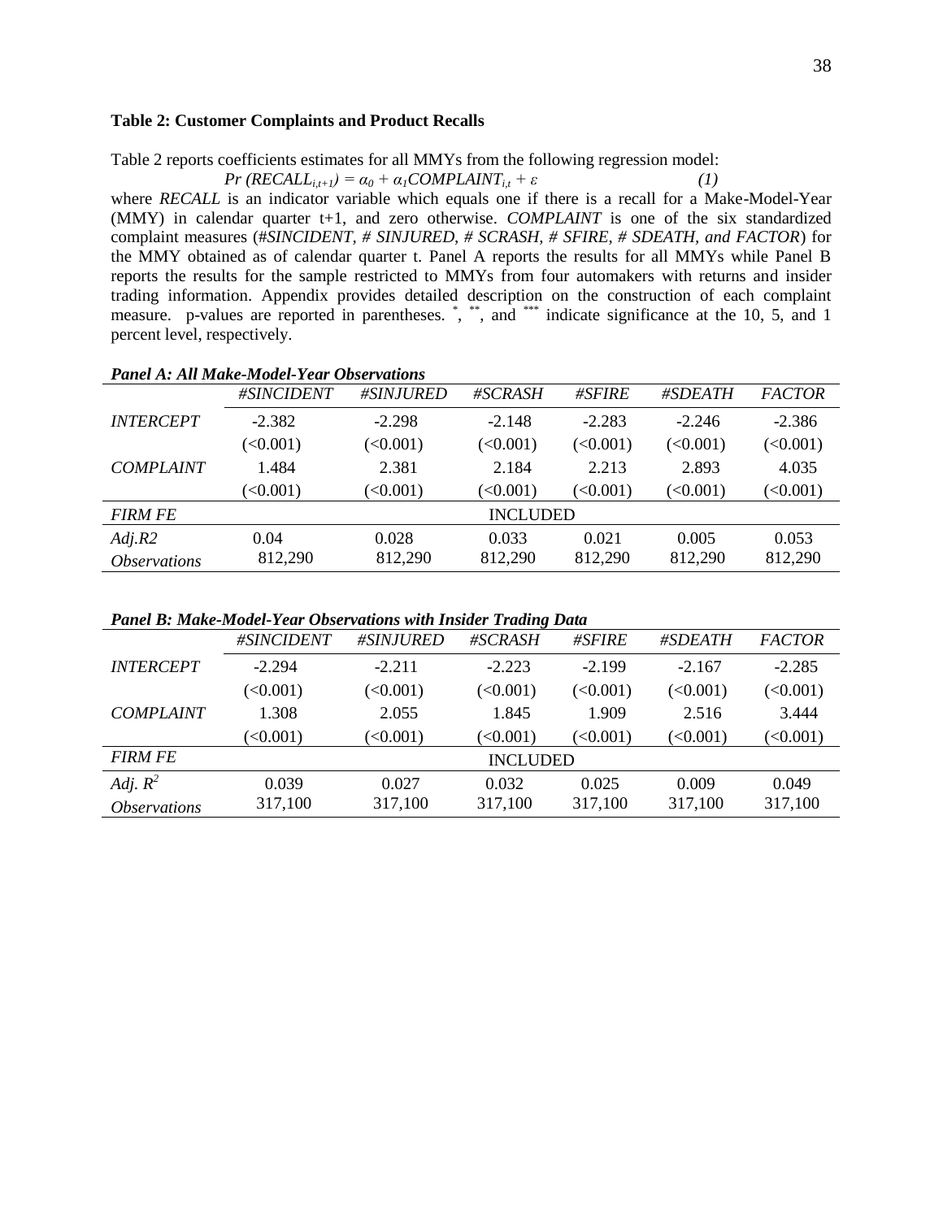**Table 2: Customer Complaints and Product Recalls**

Table 2 reports coefficients estimates for all MMYs from the following regression model:

$$Pr\ (RECALL_{i,t+1}) = \alpha_0 + \alpha_1 COMPLAINT_{i,t} + \varepsilon \qquad (1)$$

where *RECALL* is an indicator variable which equals one if there is a recall for a Make-Model-Year (MMY) in calendar quarter t+1, and zero otherwise. *COMPLAINT* is one of the six standardized complaint measures (*#SINCIDENT, # SINJURED, # SCRASH, # SFIRE, # SDEATH, and FACTOR*) for the MMY obtained as of calendar quarter t. Panel A reports the results for all MMYs while Panel B reports the results for the sample restricted to MMYs from four automakers with returns and insider trading information. Appendix provides detailed description on the construction of each complaint measure. p-values are reported in parentheses. *, **, and *** indicate significance at the 10, 5, and 1 percent level, respectively.

***Panel A: All Make-Model-Year Observations***

| | *#SINCIDENT* | *#SINJURED* | *#SCRASH* | *#SFIRE* | *#SDEATH* | *FACTOR* |
|---|---|---|---|---|---|---|
| *INTERCEPT* | -2.382 | -2.298 | -2.148 | -2.283 | -2.246 | -2.386 |
| | (<0.001) | (<0.001) | (<0.001) | (<0.001) | (<0.001) | (<0.001) |
| *COMPLAINT* | 1.484 | 2.381 | 2.184 | 2.213 | 2.893 | 4.035 |
| | (<0.001) | (<0.001) | (<0.001) | (<0.001) | (<0.001) | (<0.001) |
| *FIRM FE* | | | INCLUDED | | | |
| *Adj.R2* | 0.04 | 0.028 | 0.033 | 0.021 | 0.005 | 0.053 |
| *Observations* | 812,290 | 812,290 | 812,290 | 812,290 | 812,290 | 812,290 |

***Panel B: Make-Model-Year Observations with Insider Trading Data***

| | *#SINCIDENT* | *#SINJURED* | *#SCRASH* | *#SFIRE* | *#SDEATH* | *FACTOR* |
|---|---|---|---|---|---|---|
| *INTERCEPT* | -2.294 | -2.211 | -2.223 | -2.199 | -2.167 | -2.285 |
| | (<0.001) | (<0.001) | (<0.001) | (<0.001) | (<0.001) | (<0.001) |
| *COMPLAINT* | 1.308 | 2.055 | 1.845 | 1.909 | 2.516 | 3.444 |
| | (<0.001) | (<0.001) | (<0.001) | (<0.001) | (<0.001) | (<0.001) |
| *FIRM FE* | | | INCLUDED | | | |
| *Adj.* $R^2$ | 0.039 | 0.027 | 0.032 | 0.025 | 0.009 | 0.049 |
| *Observations* | 317,100 | 317,100 | 317,100 | 317,100 | 317,100 | 317,100 |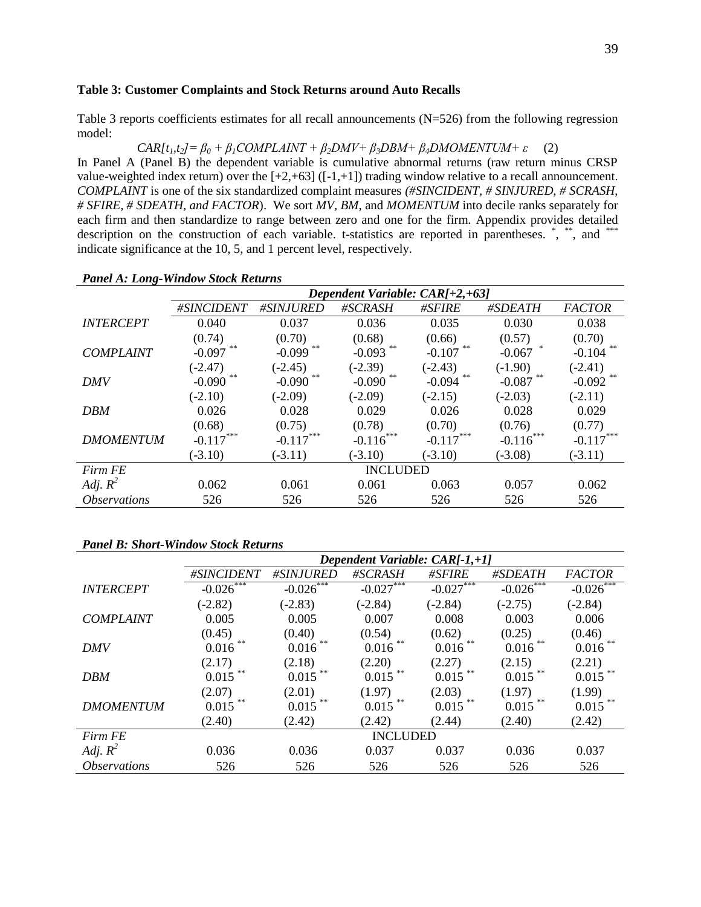**Table 3: Customer Complaints and Stock Returns around Auto Recalls**

Table 3 reports coefficients estimates for all recall announcements (N=526) from the following regression model:

$$CAR[t_1,t_2] = \beta_0 + \beta_1 COMPLAINT + \beta_2 DMV + \beta_3 DBM + \beta_4 DMOMENTUM + \varepsilon \quad (2)$$

In Panel A (Panel B) the dependent variable is cumulative abnormal returns (raw return minus CRSP value-weighted index return) over the [+2,+63] ([-1,+1]) trading window relative to a recall announcement. *COMPLAINT* is one of the six standardized complaint measures *(#SINCIDENT, # SINJURED, # SCRASH, # SFIRE, # SDEATH, and FACTOR*). We sort *MV, BM*, and *MOMENTUM* into decile ranks separately for each firm and then standardize to range between zero and one for the firm. Appendix provides detailed description on the construction of each variable. t-statistics are reported in parentheses. *, **, and *** indicate significance at the 10, 5, and 1 percent level, respectively.

***Panel A: Long-Window Stock Returns***

| | *Dependent Variable: CAR[+2,+63]* | | | | | |
|---|---|---|---|---|---|---|
| | *#SINCIDENT* | *#SINJURED* | *#SCRASH* | *#SFIRE* | *#SDEATH* | *FACTOR* |
| *INTERCEPT* | 0.040 | 0.037 | 0.036 | 0.035 | 0.030 | 0.038 |
| | (0.74) | (0.70) | (0.68) | (0.66) | (0.57) | (0.70) |
| *COMPLAINT* | -0.097 ** | -0.099 ** | -0.093 ** | -0.107 ** | -0.067 * | -0.104 ** |
| | (-2.47) | (-2.45) | (-2.39) | (-2.43) | (-1.90) | (-2.41) |
| *DMV* | -0.090 ** | -0.090 ** | -0.090 ** | -0.094 ** | -0.087 ** | -0.092 ** |
| | (-2.10) | (-2.09) | (-2.09) | (-2.15) | (-2.03) | (-2.11) |
| *DBM* | 0.026 | 0.028 | 0.029 | 0.026 | 0.028 | 0.029 |
| | (0.68) | (0.75) | (0.78) | (0.70) | (0.76) | (0.77) |
| *DMOMENTUM* | -0.117*** | -0.117*** | -0.116*** | -0.117*** | -0.116*** | -0.117*** |
| | (-3.10) | (-3.11) | (-3.10) | (-3.10) | (-3.08) | (-3.11) |
| *Firm FE* | | | INCLUDED | | | |
| *Adj. $R^2$* | 0.062 | 0.061 | 0.061 | 0.063 | 0.057 | 0.062 |
| *Observations* | 526 | 526 | 526 | 526 | 526 | 526 |

***Panel B: Short-Window Stock Returns***

| | *Dependent Variable: CAR[-1,+1]* | | | | | |
|---|---|---|---|---|---|---|
| | *#SINCIDENT* | *#SINJURED* | *#SCRASH* | *#SFIRE* | *#SDEATH* | *FACTOR* |
| *INTERCEPT* | -0.026*** | -0.026*** | -0.027*** | -0.027*** | -0.026*** | -0.026*** |
| | (-2.82) | (-2.83) | (-2.84) | (-2.84) | (-2.75) | (-2.84) |
| *COMPLAINT* | 0.005 | 0.005 | 0.007 | 0.008 | 0.003 | 0.006 |
| | (0.45) | (0.40) | (0.54) | (0.62) | (0.25) | (0.46) |
| *DMV* | 0.016 ** | 0.016 ** | 0.016 ** | 0.016 ** | 0.016 ** | 0.016 ** |
| | (2.17) | (2.18) | (2.20) | (2.27) | (2.15) | (2.21) |
| *DBM* | 0.015 ** | 0.015 ** | 0.015 ** | 0.015 ** | 0.015 ** | 0.015 ** |
| | (2.07) | (2.01) | (1.97) | (2.03) | (1.97) | (1.99) |
| *DMOMENTUM* | 0.015 ** | 0.015 ** | 0.015 ** | 0.015 ** | 0.015 ** | 0.015 ** |
| | (2.40) | (2.42) | (2.42) | (2.44) | (2.40) | (2.42) |
| *Firm FE* | | | INCLUDED | | | |
| *Adj. $R^2$* | 0.036 | 0.036 | 0.037 | 0.037 | 0.036 | 0.037 |
| *Observations* | 526 | 526 | 526 | 526 | 526 | 526 |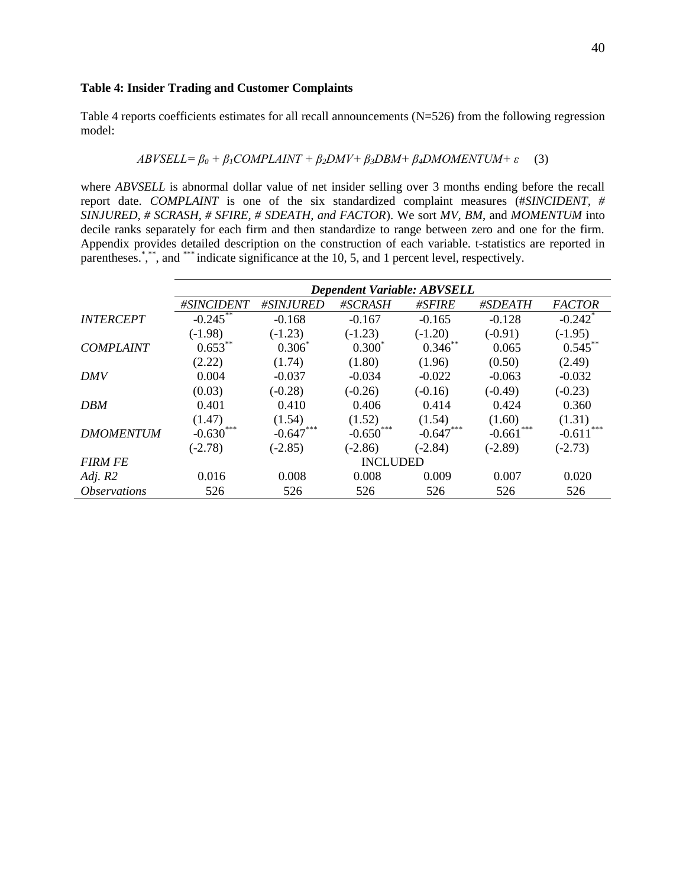**Table 4: Insider Trading and Customer Complaints**

Table 4 reports coefficients estimates for all recall announcements (N=526) from the following regression model:

$$ABVSELL = \beta_0 + \beta_1 COMPLAINT + \beta_2 DMV + \beta_3 DBM + \beta_4 DMOMENTUM + \varepsilon \quad (3)$$

where *ABVSELL* is abnormal dollar value of net insider selling over 3 months ending before the recall report date. *COMPLAINT* is one of the six standardized complaint measures (*#SINCIDENT, # SINJURED, # SCRASH, # SFIRE, # SDEATH, and FACTOR*). We sort *MV, BM*, and *MOMENTUM* into decile ranks separately for each firm and then standardize to range between zero and one for the firm. Appendix provides detailed description on the construction of each variable. t-statistics are reported in parentheses. *, **, and *** indicate significance at the 10, 5, and 1 percent level, respectively.

| | ***Dependent Variable: ABVSELL*** | | | | | |
|---|---|---|---|---|---|---|
| | *#SINCIDENT* | *#SINJURED* | *#SCRASH* | *#SFIRE* | *#SDEATH* | *FACTOR* |
| *INTERCEPT* | -0.245** | -0.168 | -0.167 | -0.165 | -0.128 | -0.242* |
| | (-1.98) | (-1.23) | (-1.23) | (-1.20) | (-0.91) | (-1.95) |
| *COMPLAINT* | 0.653** | 0.306* | 0.300* | 0.346** | 0.065 | 0.545** |
| | (2.22) | (1.74) | (1.80) | (1.96) | (0.50) | (2.49) |
| *DMV* | 0.004 | -0.037 | -0.034 | -0.022 | -0.063 | -0.032 |
| | (0.03) | (-0.28) | (-0.26) | (-0.16) | (-0.49) | (-0.23) |
| *DBM* | 0.401 | 0.410 | 0.406 | 0.414 | 0.424 | 0.360 |
| | (1.47) | (1.54) | (1.52) | (1.54) | (1.60) | (1.31) |
| *DMOMENTUM* | -0.630*** | -0.647*** | -0.650*** | -0.647*** | -0.661*** | -0.611*** |
| | (-2.78) | (-2.85) | (-2.86) | (-2.84) | (-2.89) | (-2.73) |
| *FIRM FE* | | | INCLUDED | | | |
| *Adj. R2* | 0.016 | 0.008 | 0.008 | 0.009 | 0.007 | 0.020 |
| *Observations* | 526 | 526 | 526 | 526 | 526 | 526 |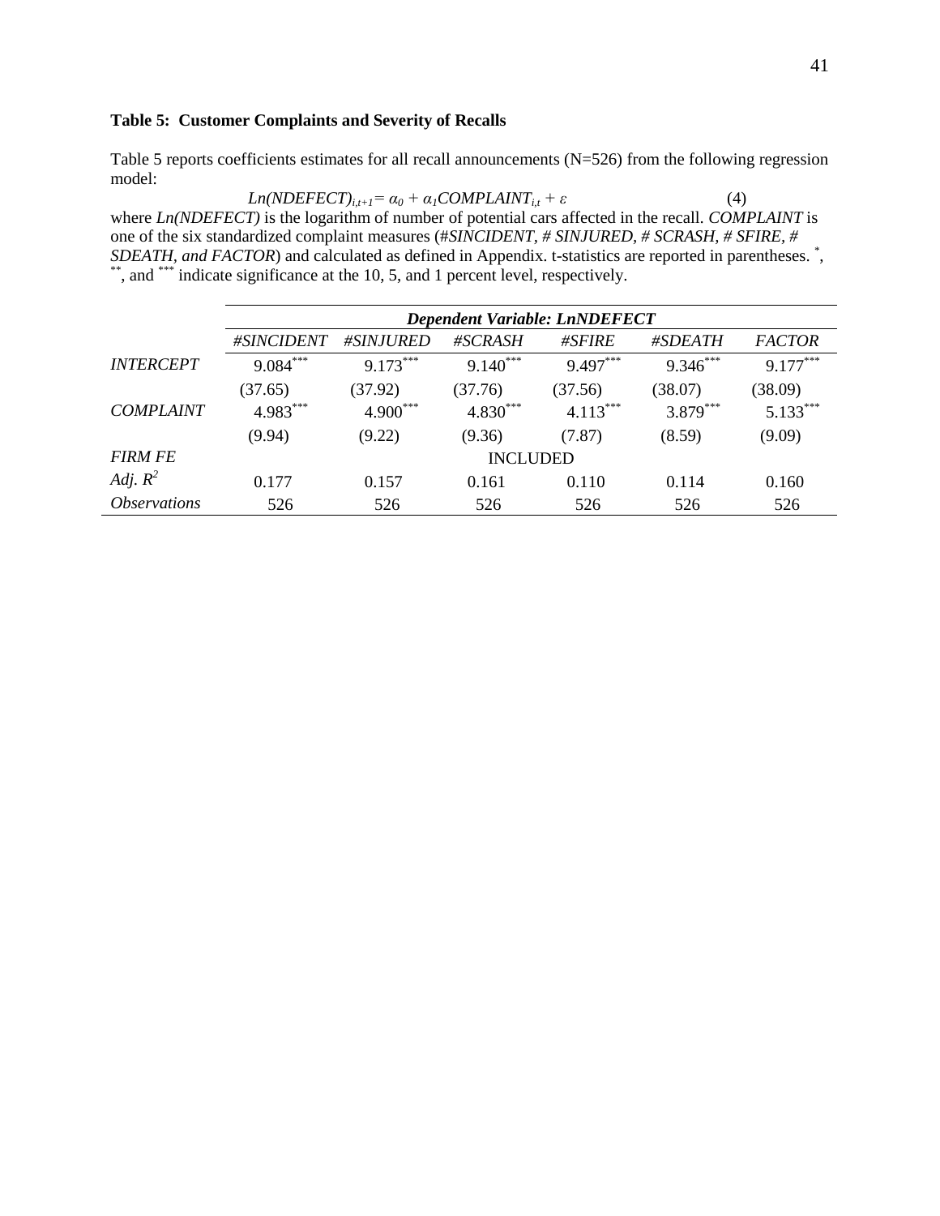**Table 5: Customer Complaints and Severity of Recalls**

Table 5 reports coefficients estimates for all recall announcements (N=526) from the following regression model:

$$Ln(NDEFECT)_{i,t+1} = \alpha_0 + \alpha_1 COMPLAINT_{i,t} + \varepsilon \quad (4)$$

where *Ln(NDEFECT)* is the logarithm of number of potential cars affected in the recall. *COMPLAINT* is one of the six standardized complaint measures (*#SINCIDENT, # SINJURED, # SCRASH, # SFIRE, # SDEATH, and FACTOR*) and calculated as defined in Appendix. t-statistics are reported in parentheses. *, **, and *** indicate significance at the 10, 5, and 1 percent level, respectively.

| | ***Dependent Variable: LnNDEFECT*** | | | | | |
|---|---|---|---|---|---|---|
| | *#SINCIDENT* | *#SINJURED* | *#SCRASH* | *#SFIRE* | *#SDEATH* | *FACTOR* |
| *INTERCEPT* | 9.084*** | 9.173*** | 9.140*** | 9.497*** | 9.346*** | 9.177*** |
| | (37.65) | (37.92) | (37.76) | (37.56) | (38.07) | (38.09) |
| *COMPLAINT* | 4.983*** | 4.900*** | 4.830*** | 4.113*** | 3.879*** | 5.133*** |
| | (9.94) | (9.22) | (9.36) | (7.87) | (8.59) | (9.09) |
| *FIRM FE* | | | INCLUDED | | | |
| *Adj.* $R^2$ | 0.177 | 0.157 | 0.161 | 0.110 | 0.114 | 0.160 |
| *Observations* | 526 | 526 | 526 | 526 | 526 | 526 |